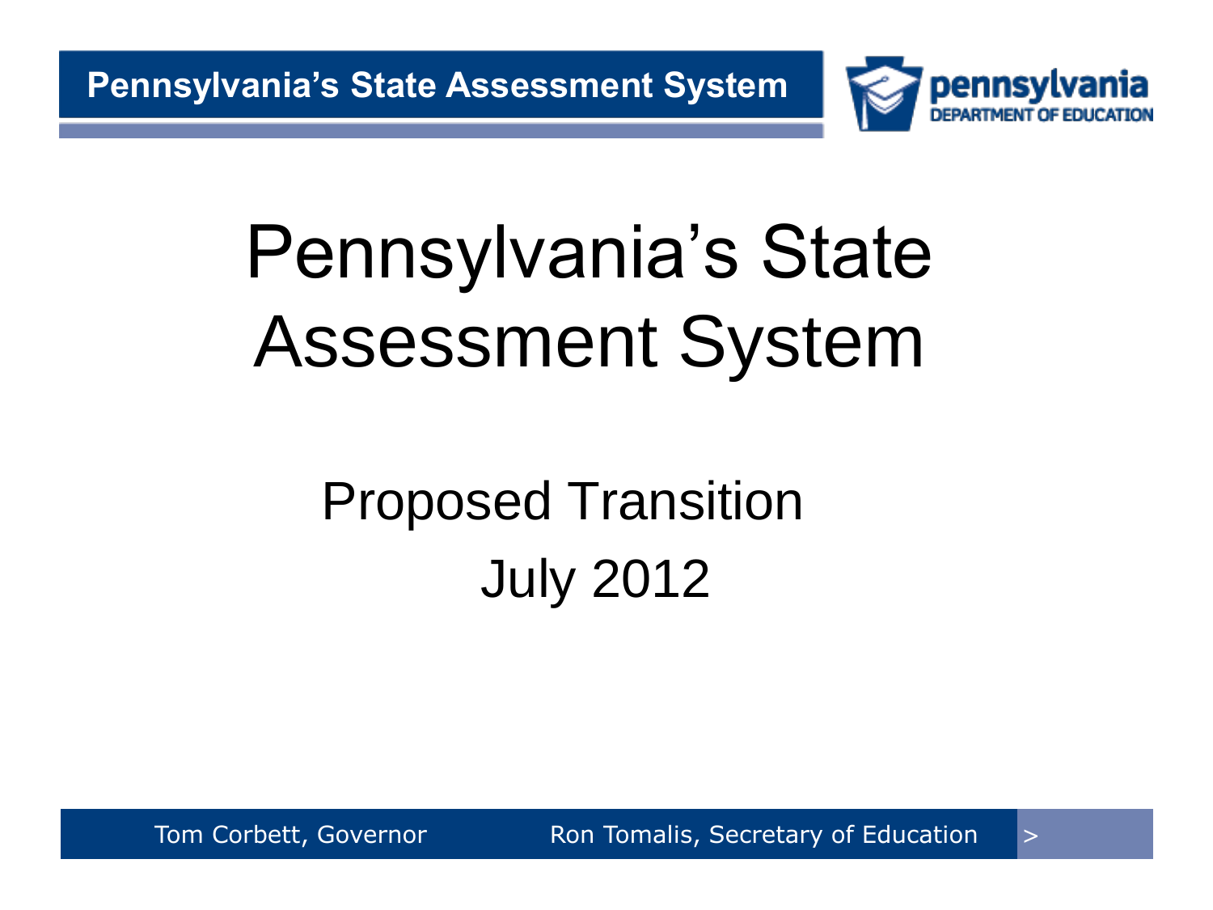# Pennsylvania's State Assessment System

## Proposed Transition
## July 2012

Tom Corbett, Governor

Ron Tomalis, Secretary of Education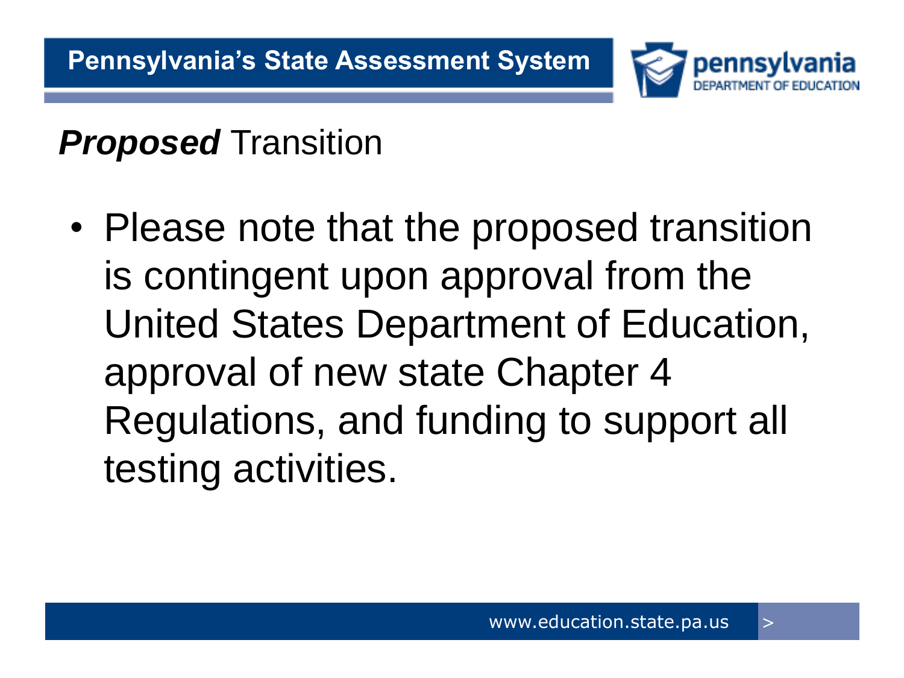## ***Proposed*** Transition

- Please note that the proposed transition is contingent upon approval from the United States Department of Education, approval of new state Chapter 4 Regulations, and funding to support all testing activities.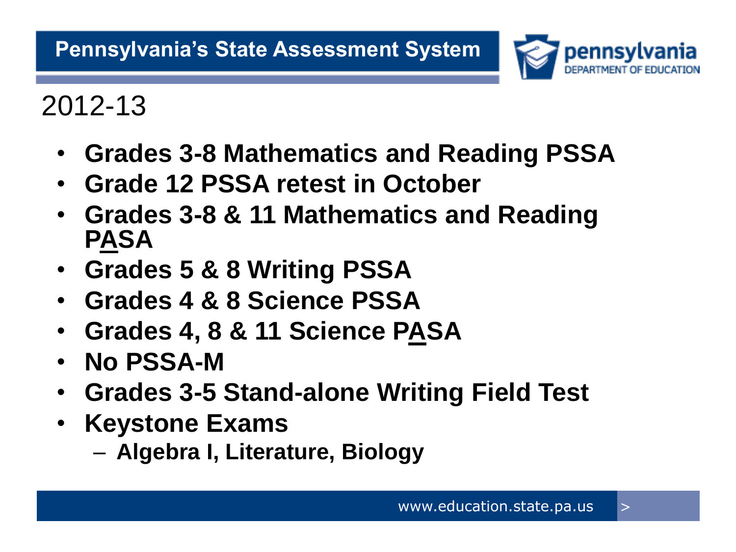# Pennsylvania's State Assessment System

## 2012-13

- **Grades 3-8 Mathematics and Reading PSSA**
- **Grade 12 PSSA retest in October**
- **Grades 3-8 & 11 Mathematics and Reading PASA**
- **Grades 5 & 8 Writing PSSA**
- **Grades 4 & 8 Science PSSA**
- **Grades 4, 8 & 11 Science PASA**
- **No PSSA-M**
- **Grades 3-5 Stand-alone Writing Field Test**
- **Keystone Exams**
  - **Algebra I, Literature, Biology**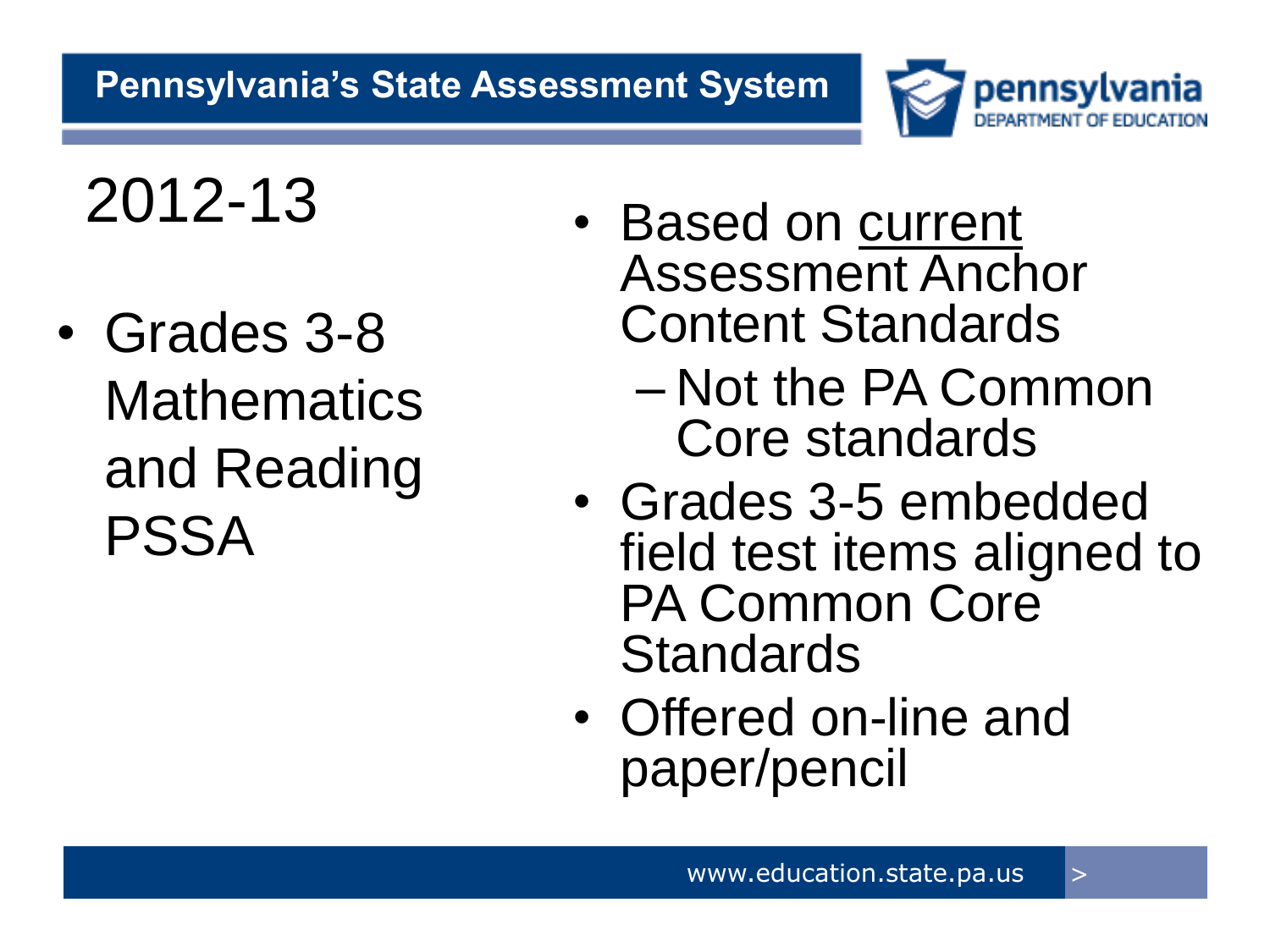# 2012-13

- Grades 3-8 Mathematics and Reading PSSA

- Based on <u>current</u> Assessment Anchor Content Standards
  - Not the PA Common Core standards
- Grades 3-5 embedded field test items aligned to PA Common Core Standards
- Offered on-line and paper/pencil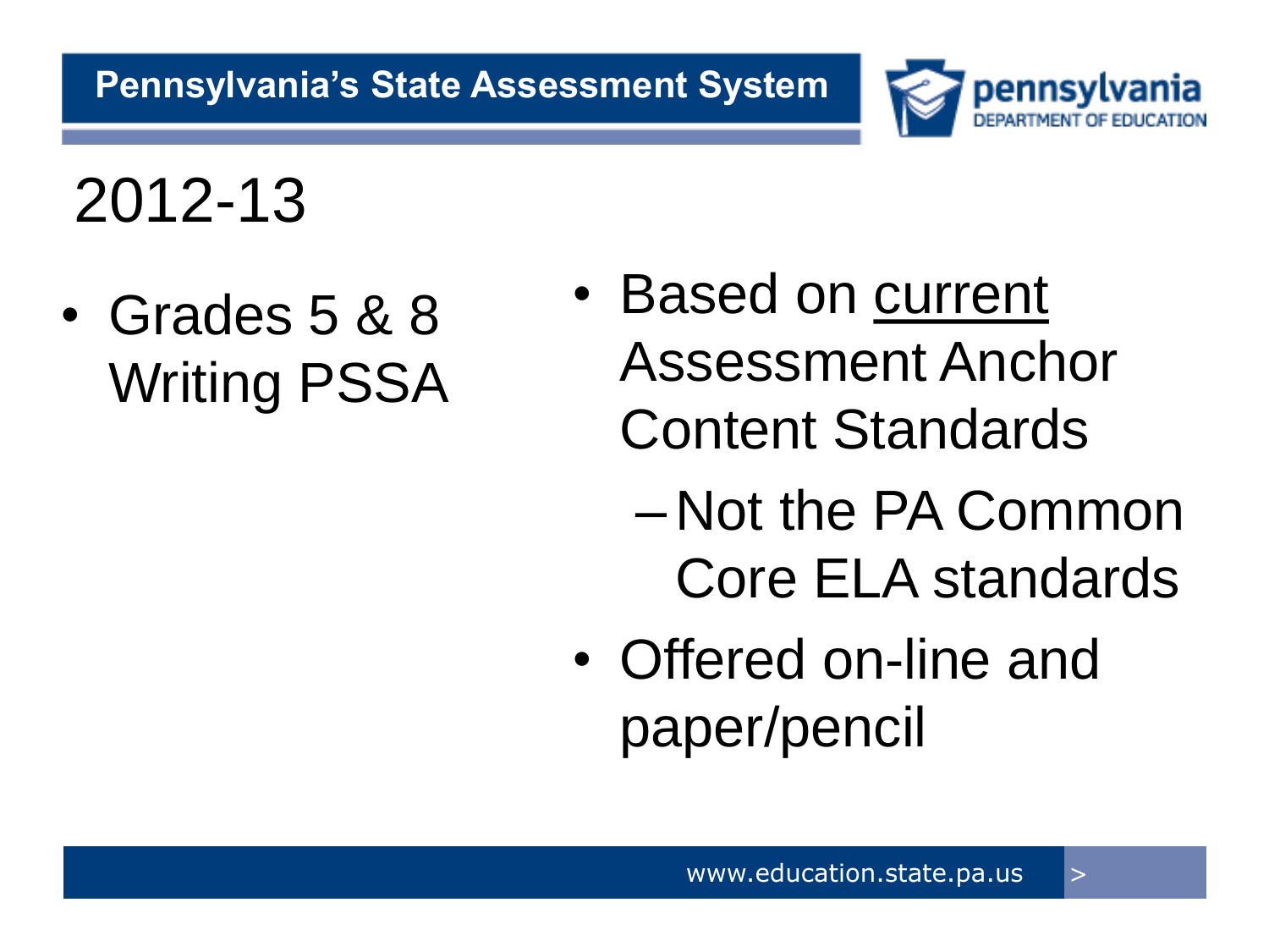# 2012-13

- Grades 5 & 8 Writing PSSA

- Based on <u>current</u> Assessment Anchor Content Standards
  - Not the PA Common Core ELA standards
- Offered on-line and paper/pencil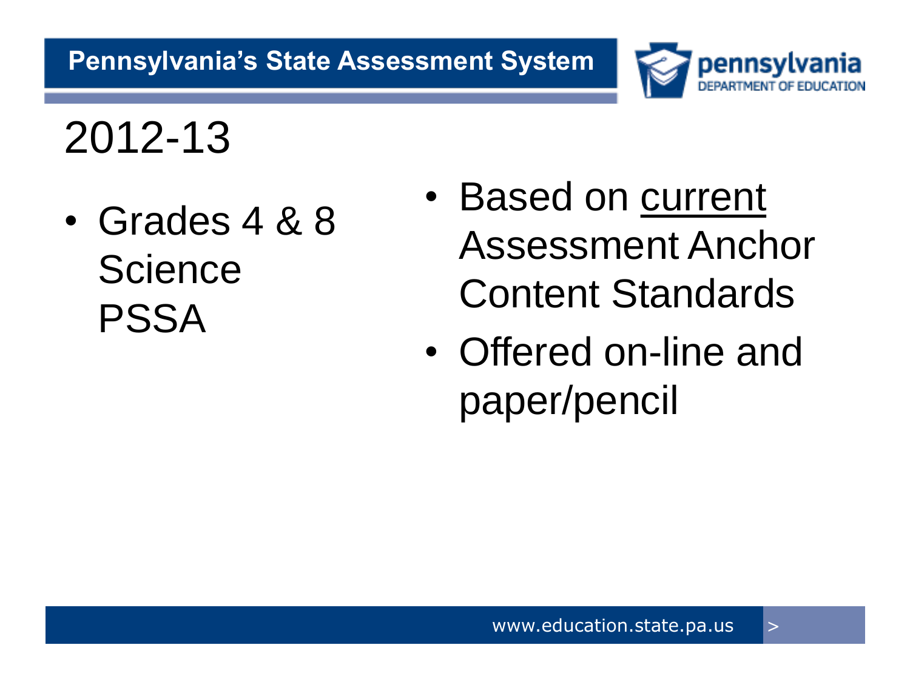# 2012-13

- Grades 4 & 8 Science PSSA

- Based on <u>current</u> Assessment Anchor Content Standards
- Offered on-line and paper/pencil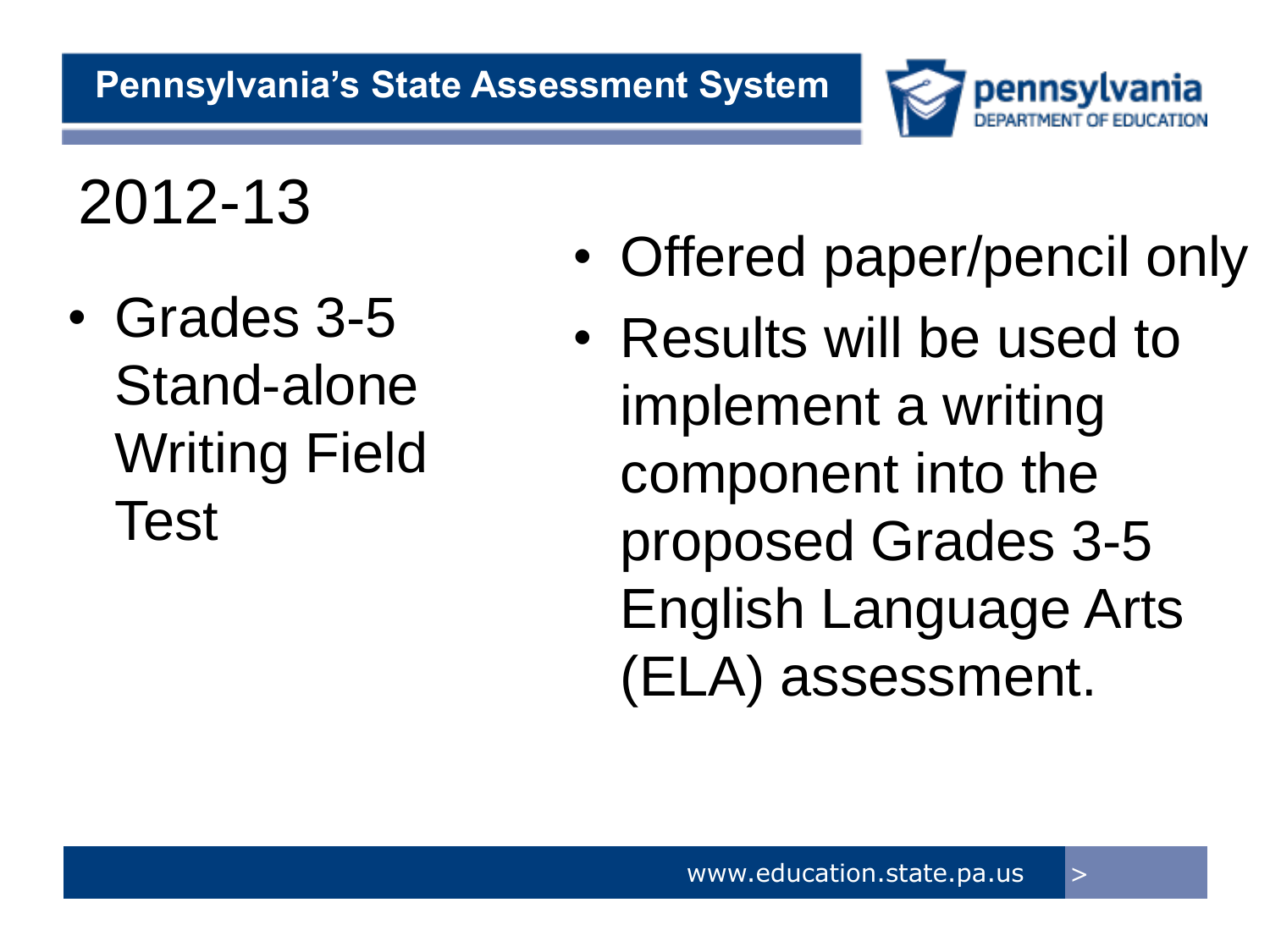# 2012-13

- Grades 3-5 Stand-alone Writing Field Test

- Offered paper/pencil only
- Results will be used to implement a writing component into the proposed Grades 3-5 English Language Arts (ELA) assessment.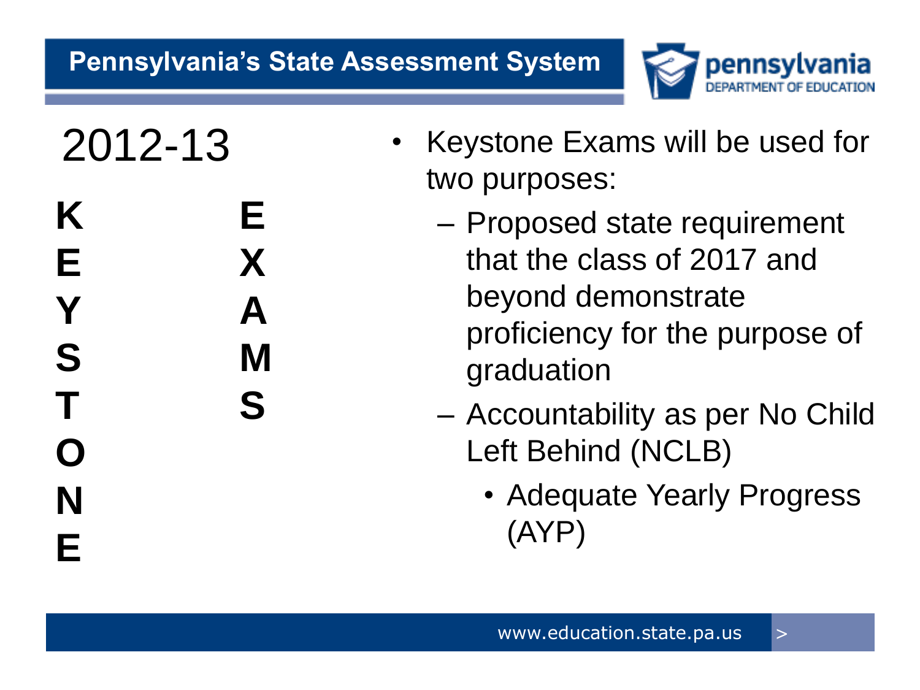## 2012-13

**KEYSTONE EXAMS**

- Keystone Exams will be used for two purposes:
  - Proposed state requirement that the class of 2017 and beyond demonstrate proficiency for the purpose of graduation
  - Accountability as per No Child Left Behind (NCLB)
    - Adequate Yearly Progress (AYP)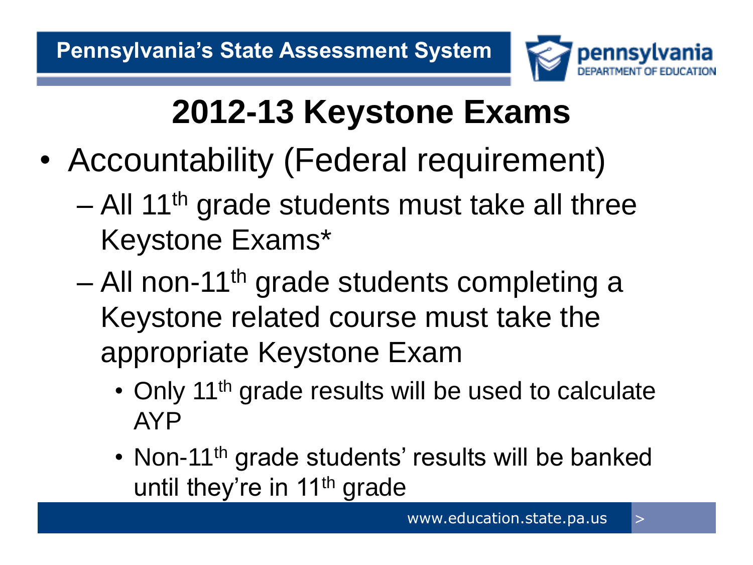# 2012-13 Keystone Exams

- Accountability (Federal requirement)
  - All 11th grade students must take all three Keystone Exams*
  - All non-11th grade students completing a Keystone related course must take the appropriate Keystone Exam
    - Only 11th grade results will be used to calculate AYP
    - Non-11th grade students' results will be banked until they're in 11th grade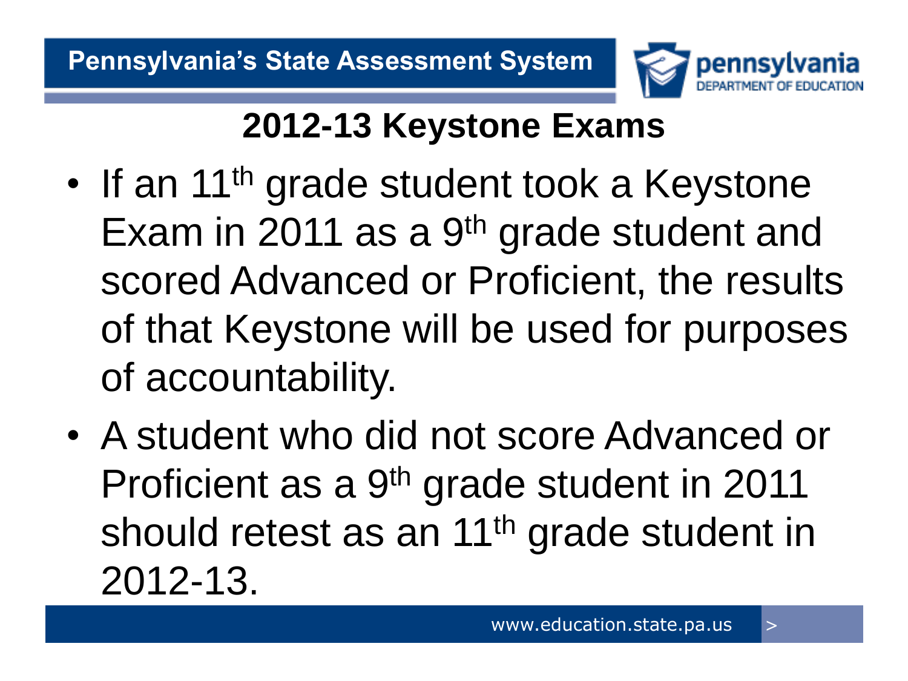## 2012-13 Keystone Exams

- If an 11th grade student took a Keystone Exam in 2011 as a 9th grade student and scored Advanced or Proficient, the results of that Keystone will be used for purposes of accountability.
- A student who did not score Advanced or Proficient as a 9th grade student in 2011 should retest as an 11th grade student in 2012-13.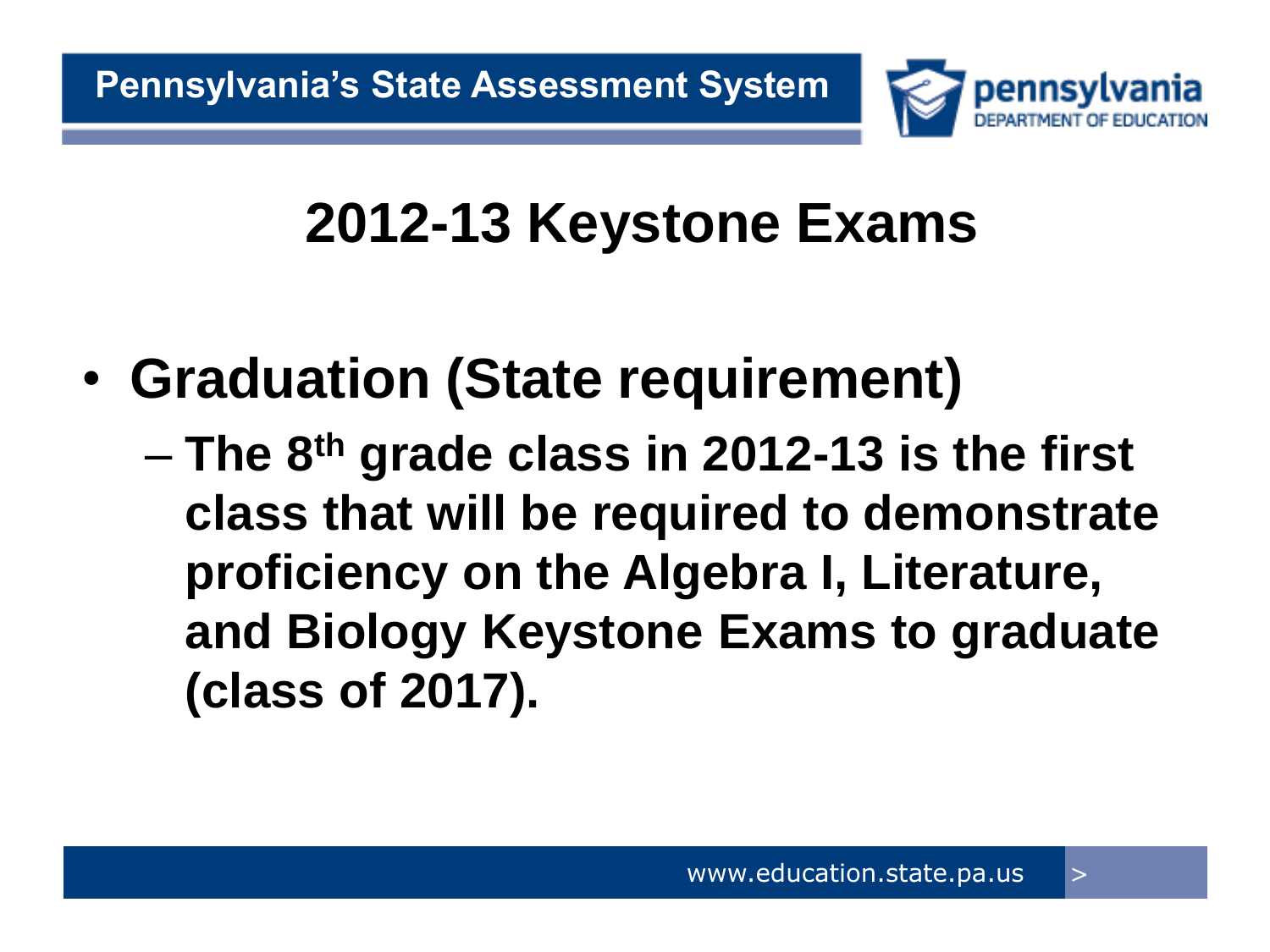# 2012-13 Keystone Exams

- **Graduation (State requirement)**
  - **The 8th grade class in 2012-13 is the first class that will be required to demonstrate proficiency on the Algebra I, Literature, and Biology Keystone Exams to graduate (class of 2017).**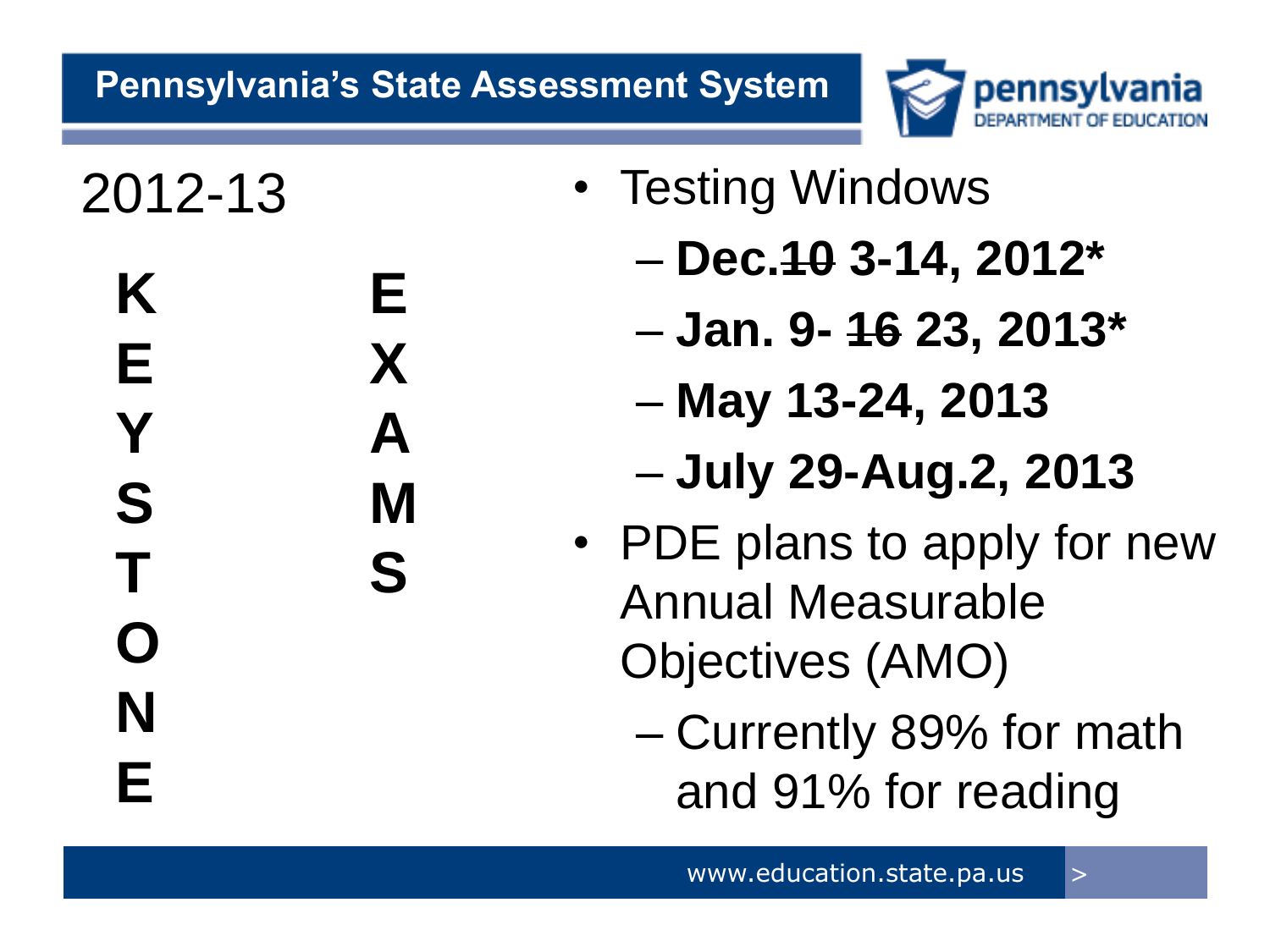## 2012-13

**KEYSTONE EXAMS**

- Testing Windows
  - **Dec. ~~10~~ 3-14, 2012***
  - **Jan. 9- ~~16~~ 23, 2013***
  - **May 13-24, 2013**
  - **July 29-Aug.2, 2013**
- PDE plans to apply for new Annual Measurable Objectives (AMO)
  - Currently 89% for math and 91% for reading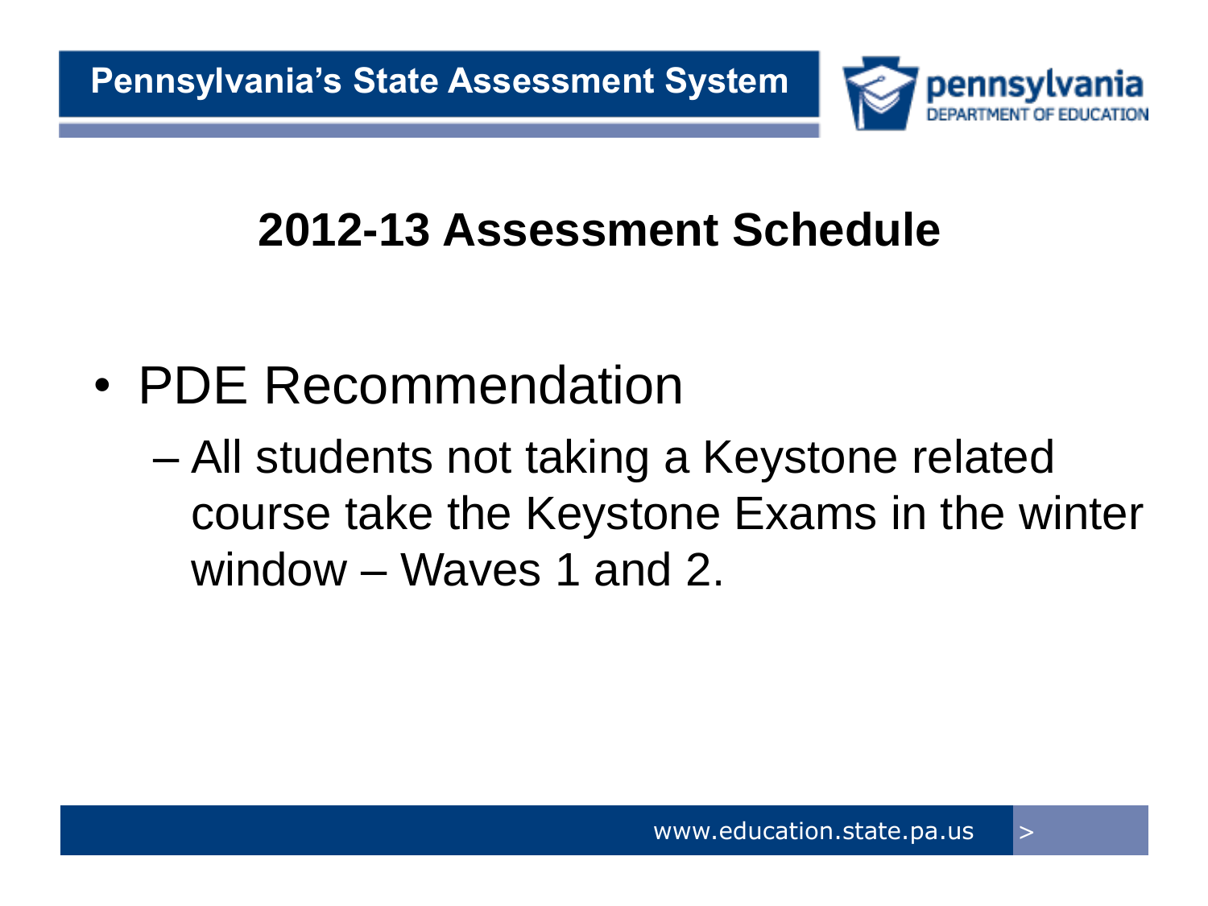## 2012-13 Assessment Schedule

- PDE Recommendation
  - All students not taking a Keystone related course take the Keystone Exams in the winter window – Waves 1 and 2.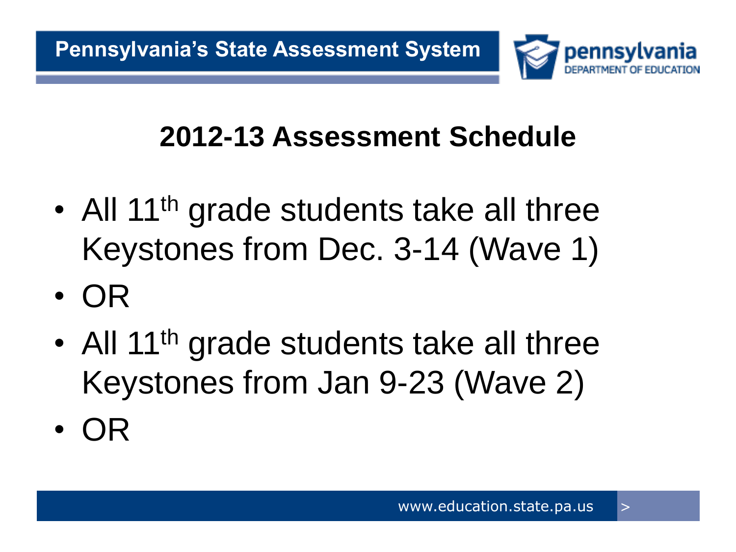## 2012-13 Assessment Schedule

- All 11th grade students take all three Keystones from Dec. 3-14 (Wave 1)
- OR
- All 11th grade students take all three Keystones from Jan 9-23 (Wave 2)
- OR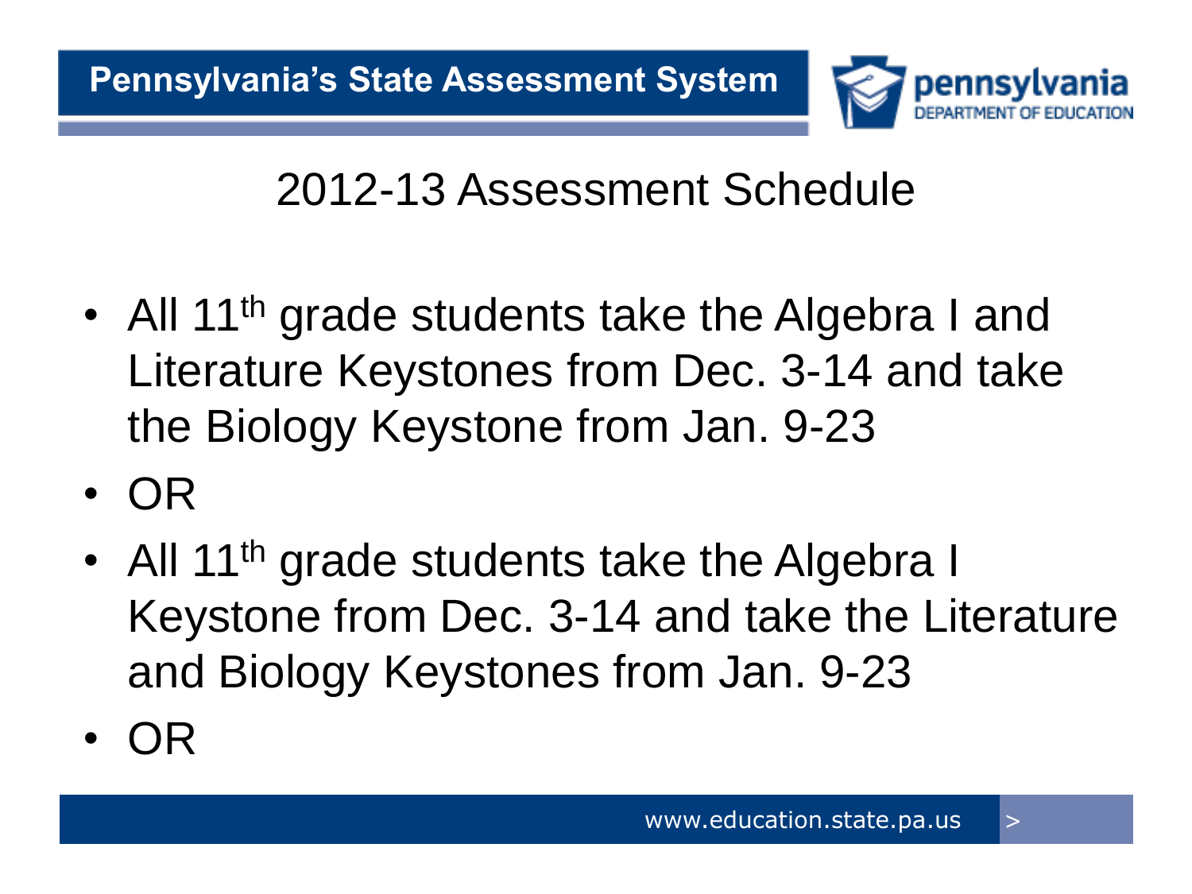## 2012-13 Assessment Schedule

- All 11th grade students take the Algebra I and Literature Keystones from Dec. 3-14 and take the Biology Keystone from Jan. 9-23
- OR
- All 11th grade students take the Algebra I Keystone from Dec. 3-14 and take the Literature and Biology Keystones from Jan. 9-23
- OR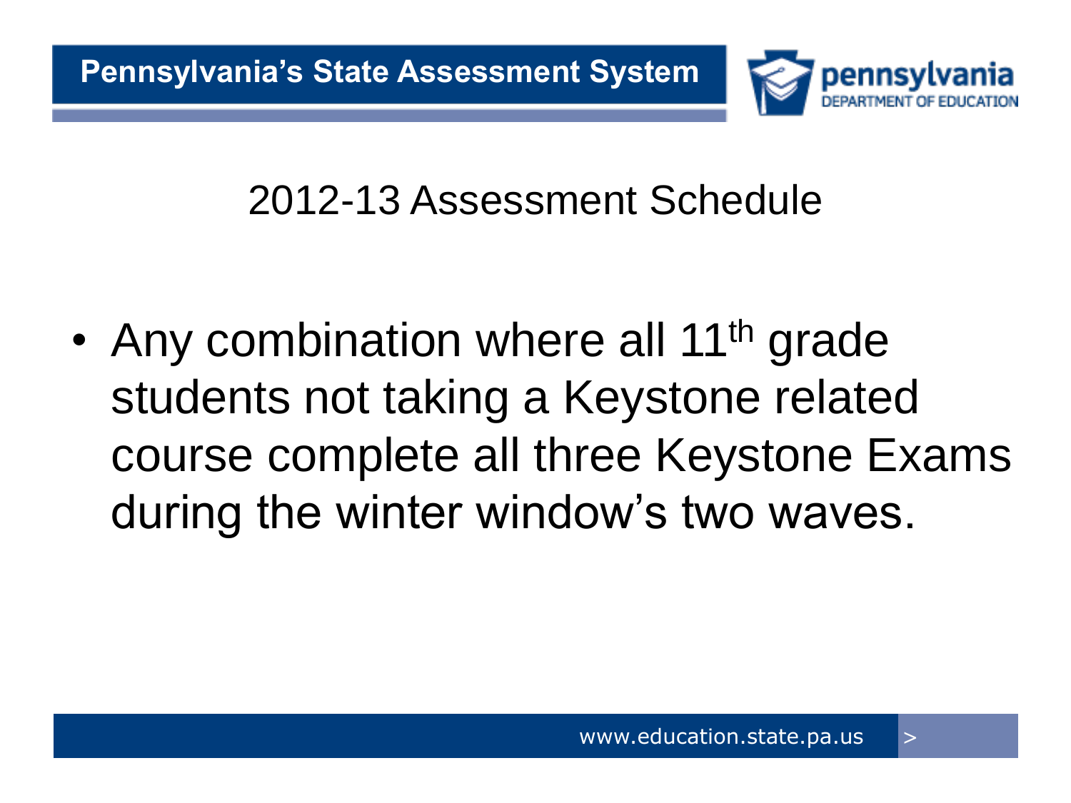## 2012-13 Assessment Schedule

- Any combination where all 11th grade students not taking a Keystone related course complete all three Keystone Exams during the winter window's two waves.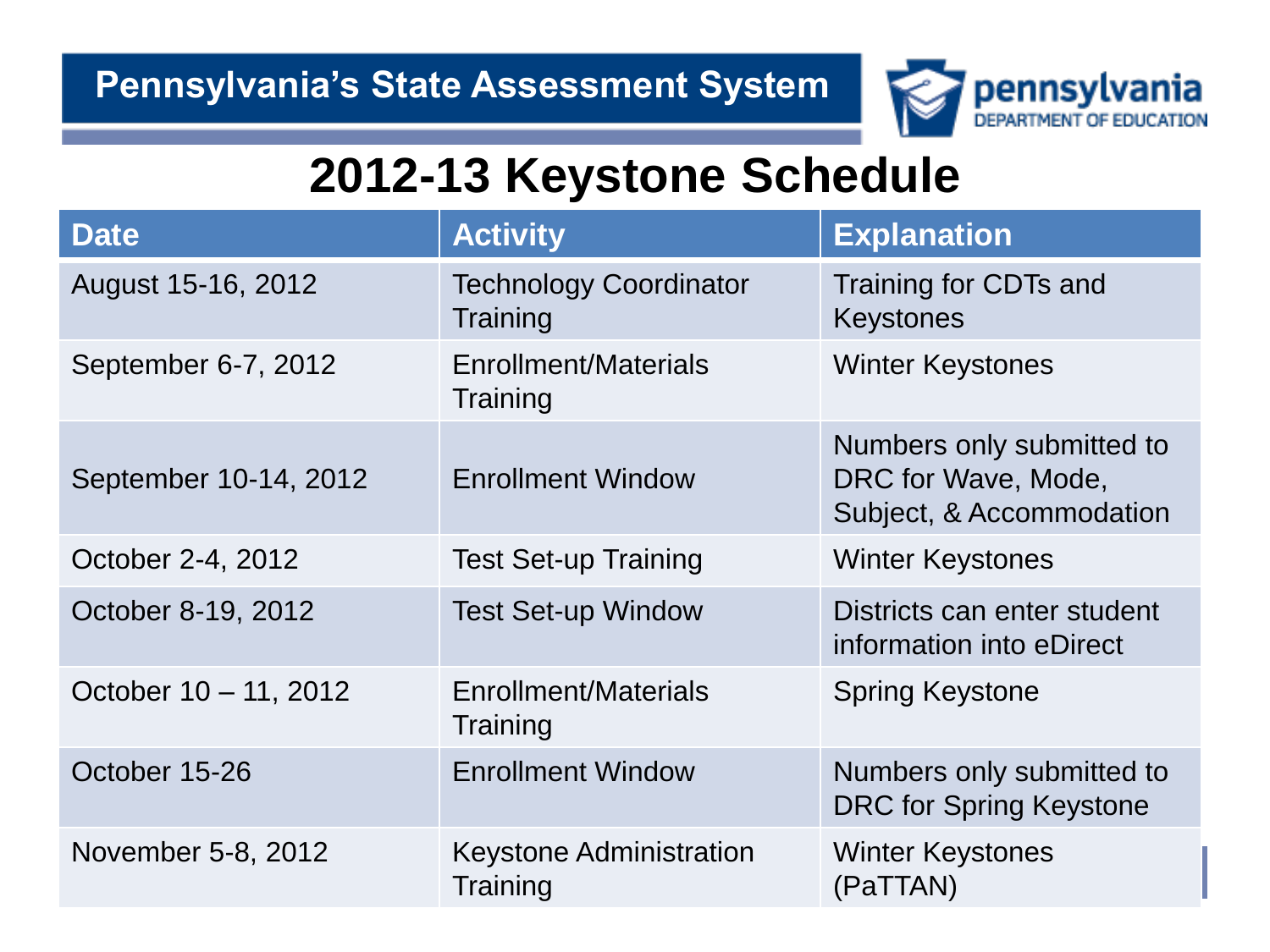Pennsylvania's State Assessment System

# 2012-13 Keystone Schedule

| Date | Activity | Explanation |
| --- | --- | --- |
| August 15-16, 2012 | Technology Coordinator Training | Training for CDTs and Keystones |
| September 6-7, 2012 | Enrollment/Materials Training | Winter Keystones |
| September 10-14, 2012 | Enrollment Window | Numbers only submitted to DRC for Wave, Mode, Subject, & Accommodation |
| October 2-4, 2012 | Test Set-up Training | Winter Keystones |
| October 8-19, 2012 | Test Set-up Window | Districts can enter student information into eDirect |
| October 10 – 11, 2012 | Enrollment/Materials Training | Spring Keystone |
| October 15-26 | Enrollment Window | Numbers only submitted to DRC for Spring Keystone |
| November 5-8, 2012 | Keystone Administration Training | Winter Keystones (PaTTAN) |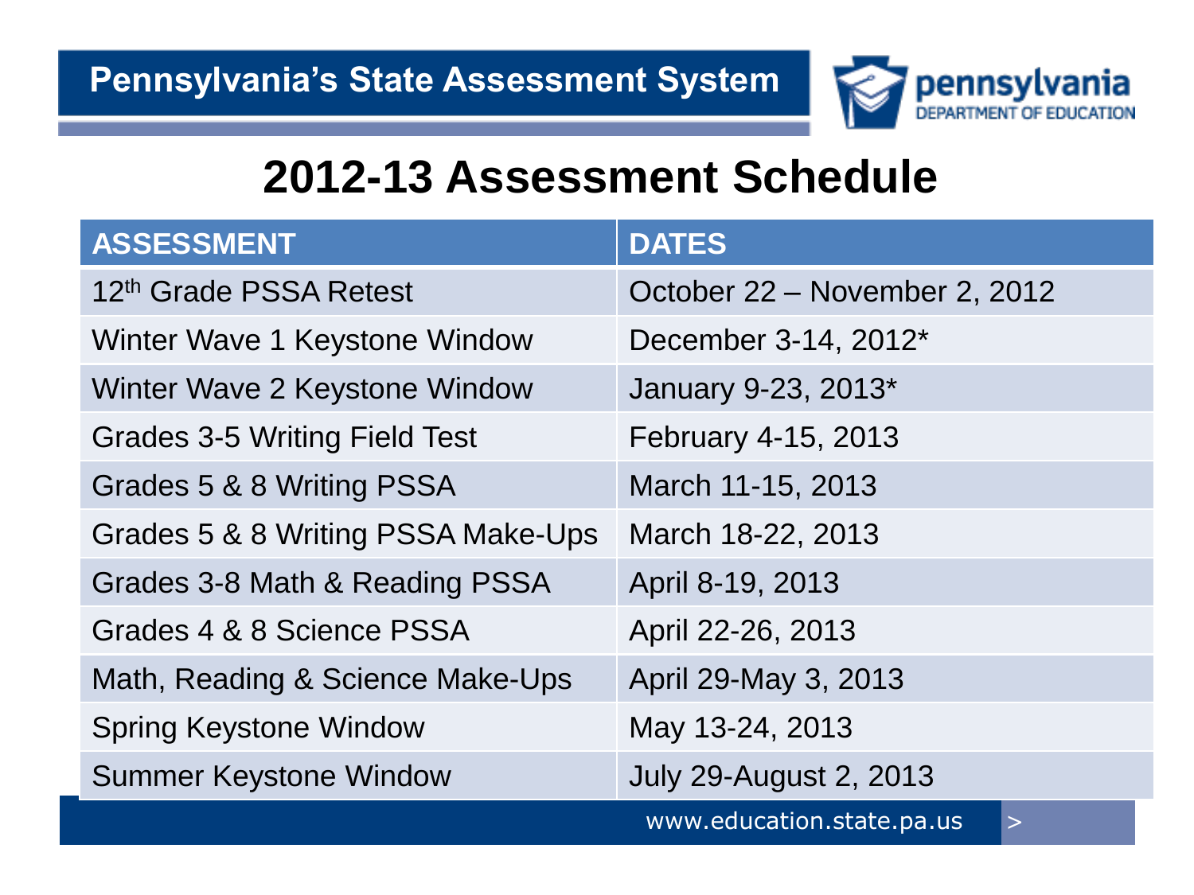# Pennsylvania's State Assessment System

## 2012-13 Assessment Schedule

| ASSESSMENT | DATES |
| --- | --- |
| 12th Grade PSSA Retest | October 22 – November 2, 2012 |
| Winter Wave 1 Keystone Window | December 3-14, 2012* |
| Winter Wave 2 Keystone Window | January 9-23, 2013* |
| Grades 3-5 Writing Field Test | February 4-15, 2013 |
| Grades 5 & 8 Writing PSSA | March 11-15, 2013 |
| Grades 5 & 8 Writing PSSA Make-Ups | March 18-22, 2013 |
| Grades 3-8 Math & Reading PSSA | April 8-19, 2013 |
| Grades 4 & 8 Science PSSA | April 22-26, 2013 |
| Math, Reading & Science Make-Ups | April 29-May 3, 2013 |
| Spring Keystone Window | May 13-24, 2013 |
| Summer Keystone Window | July 29-August 2, 2013 |

www.education.state.pa.us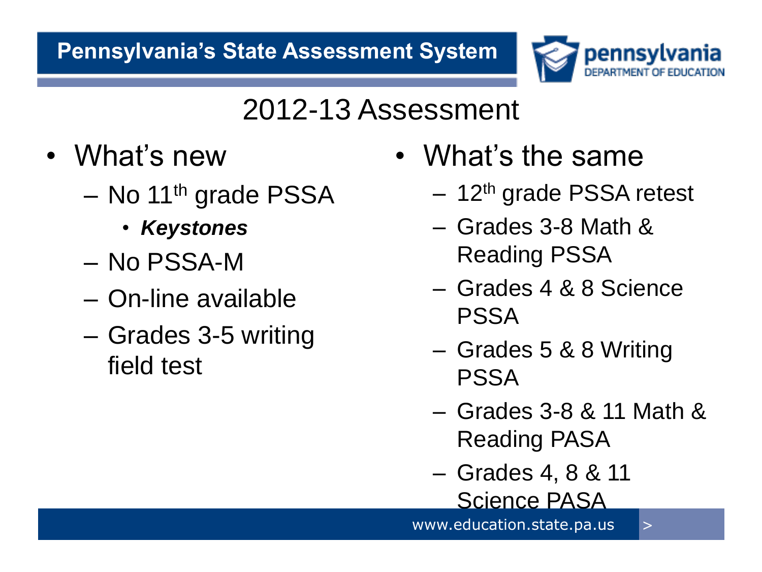# 2012-13 Assessment

- What's new
  - No 11th grade PSSA
    - ***Keystones***
  - No PSSA-M
  - On-line available
  - Grades 3-5 writing field test
- What's the same
  - 12th grade PSSA retest
  - Grades 3-8 Math & Reading PSSA
  - Grades 4 & 8 Science PSSA
  - Grades 5 & 8 Writing PSSA
  - Grades 3-8 & 11 Math & Reading PASA
  - Grades 4, 8 & 11 Science PASA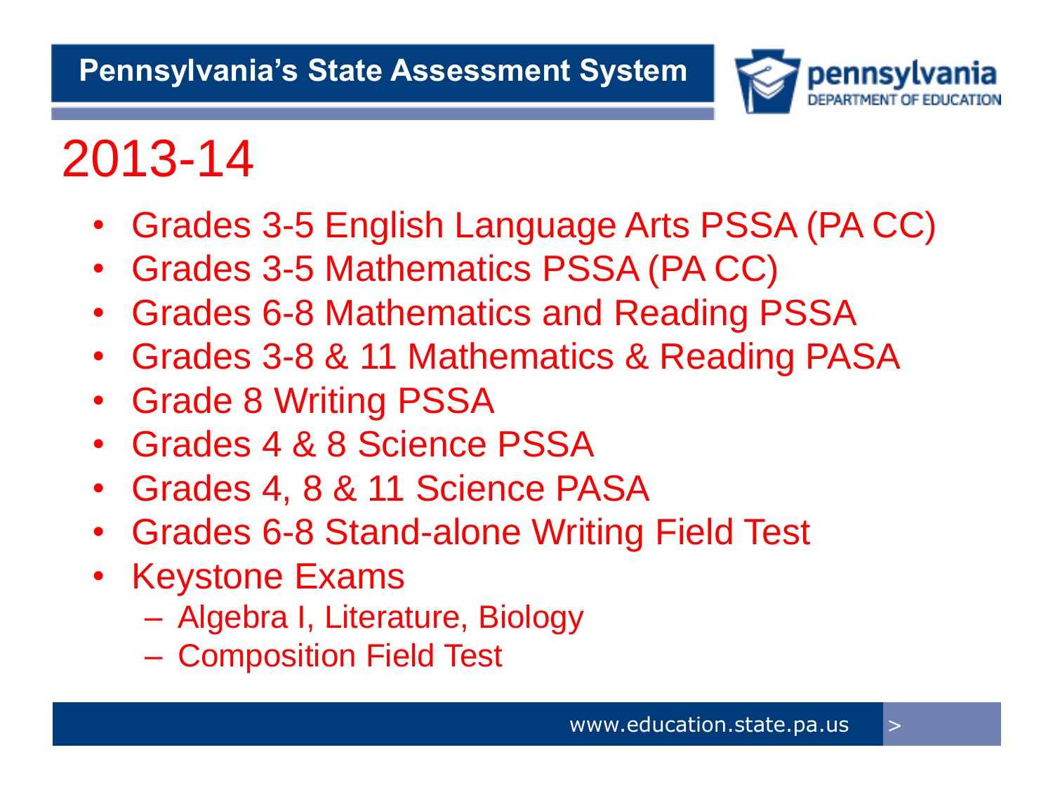# 2013-14

- Grades 3-5 English Language Arts PSSA (PA CC)
- Grades 3-5 Mathematics PSSA (PA CC)
- Grades 6-8 Mathematics and Reading PSSA
- Grades 3-8 & 11 Mathematics & Reading PASA
- Grade 8 Writing PSSA
- Grades 4 & 8 Science PSSA
- Grades 4, 8 & 11 Science PASA
- Grades 6-8 Stand-alone Writing Field Test
- Keystone Exams
  - Algebra I, Literature, Biology
  - Composition Field Test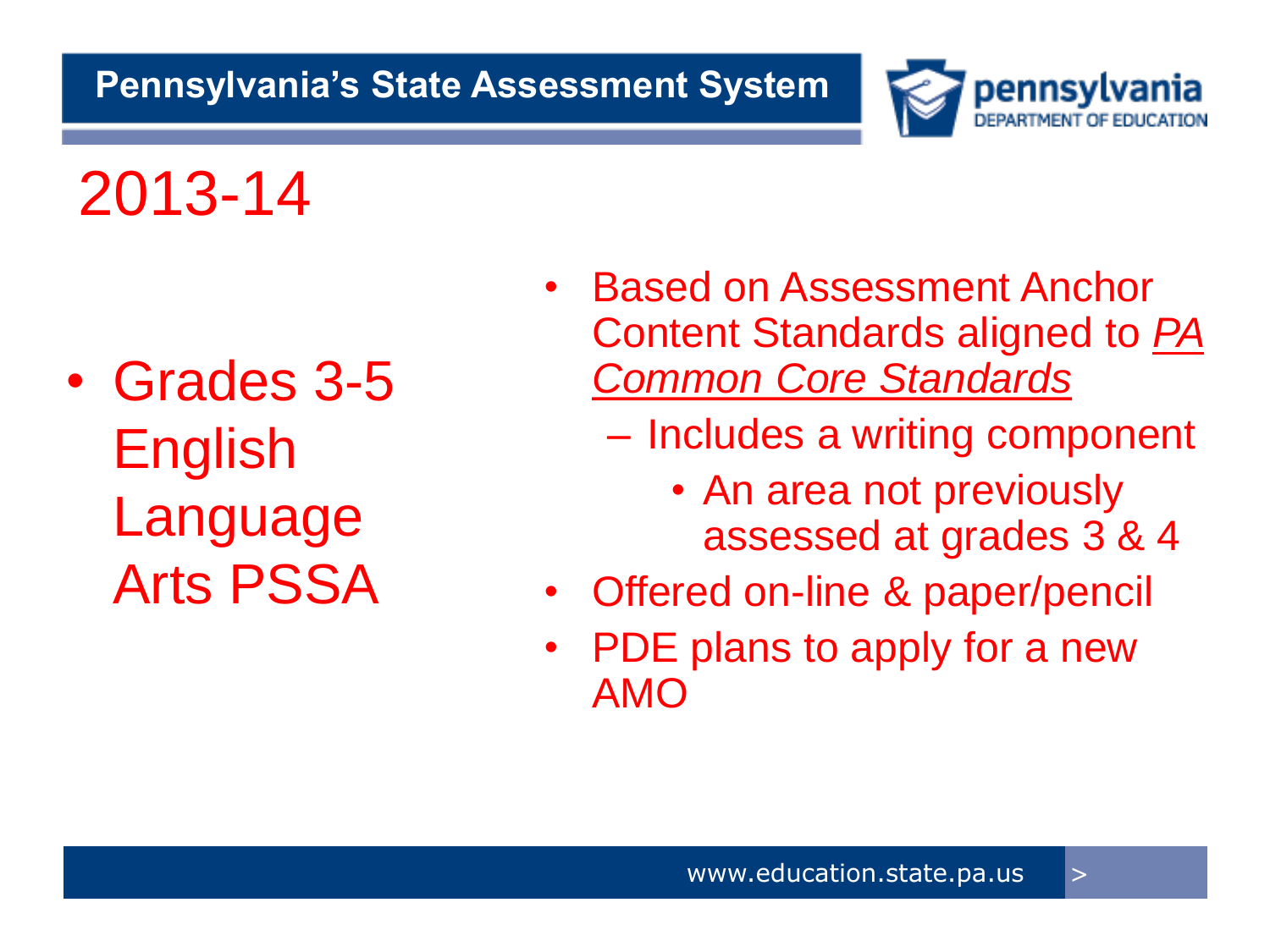# 2013-14

- Grades 3-5 English Language Arts PSSA

- Based on Assessment Anchor Content Standards aligned to *PA Common Core Standards*
  - Includes a writing component
    - An area not previously assessed at grades 3 & 4
- Offered on-line & paper/pencil
- PDE plans to apply for a new AMO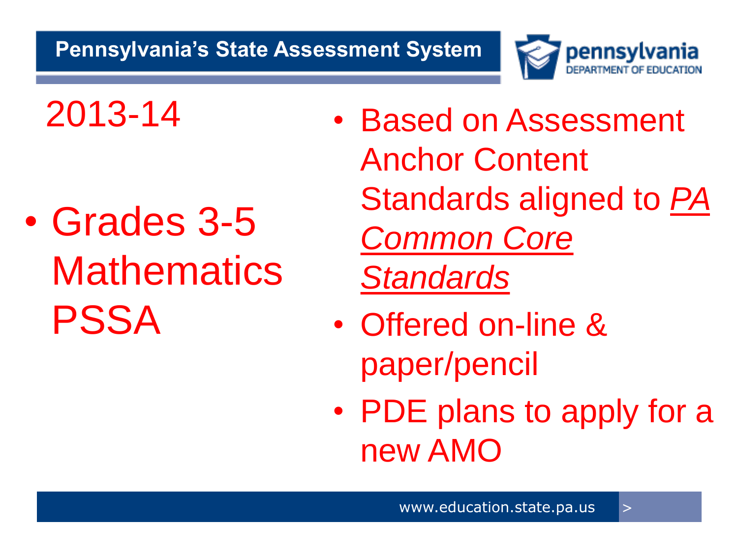## Pennsylvania's State Assessment System

2013-14

- Grades 3-5 Mathematics PSSA

- Based on Assessment Anchor Content Standards aligned to *PA Common Core Standards*
- Offered on-line & paper/pencil
- PDE plans to apply for a new AMO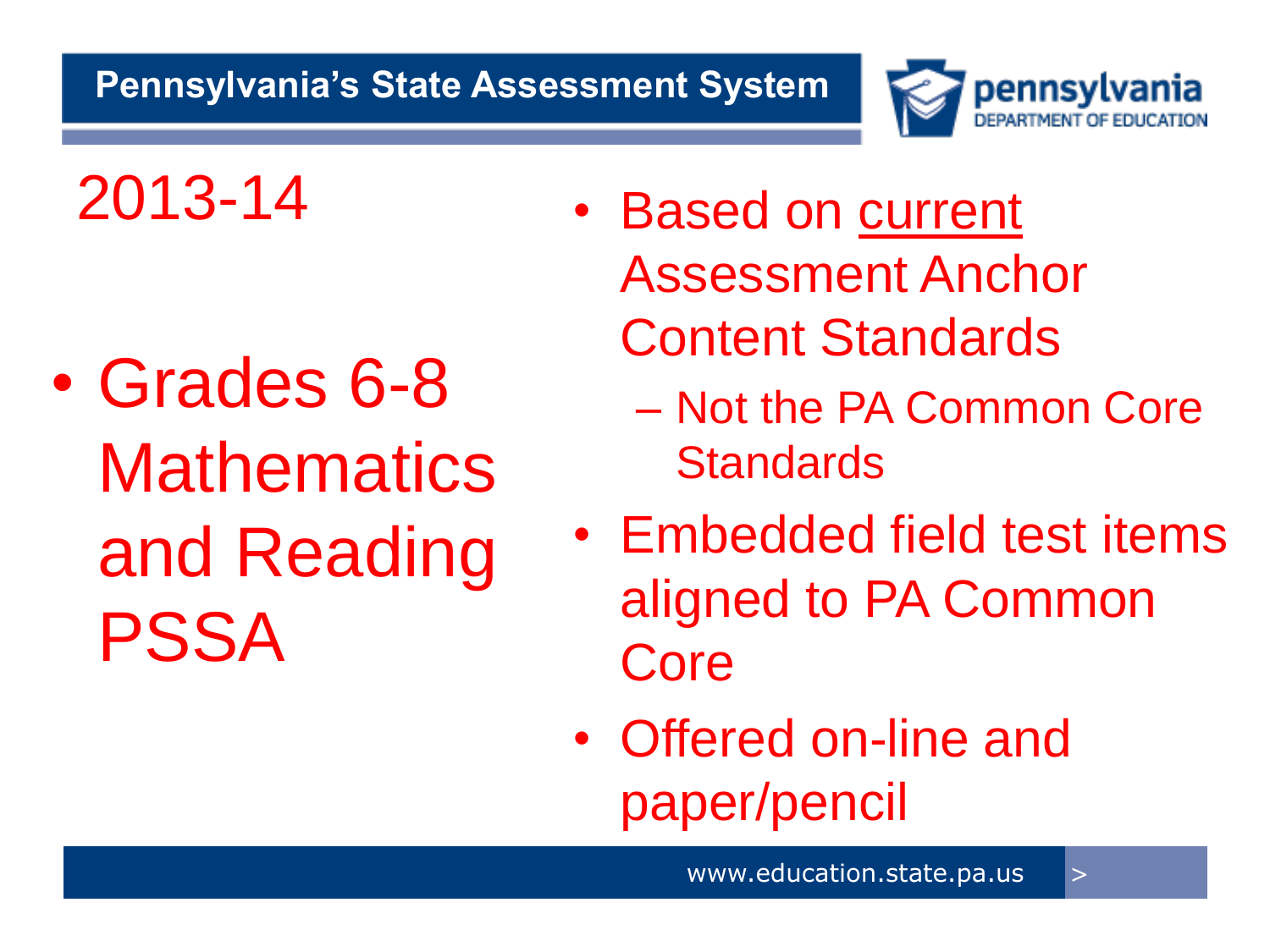## 2013-14

- Grades 6-8 Mathematics and Reading PSSA

- Based on <u>current</u> Assessment Anchor Content Standards
  - Not the PA Common Core Standards
- Embedded field test items aligned to PA Common Core
- Offered on-line and paper/pencil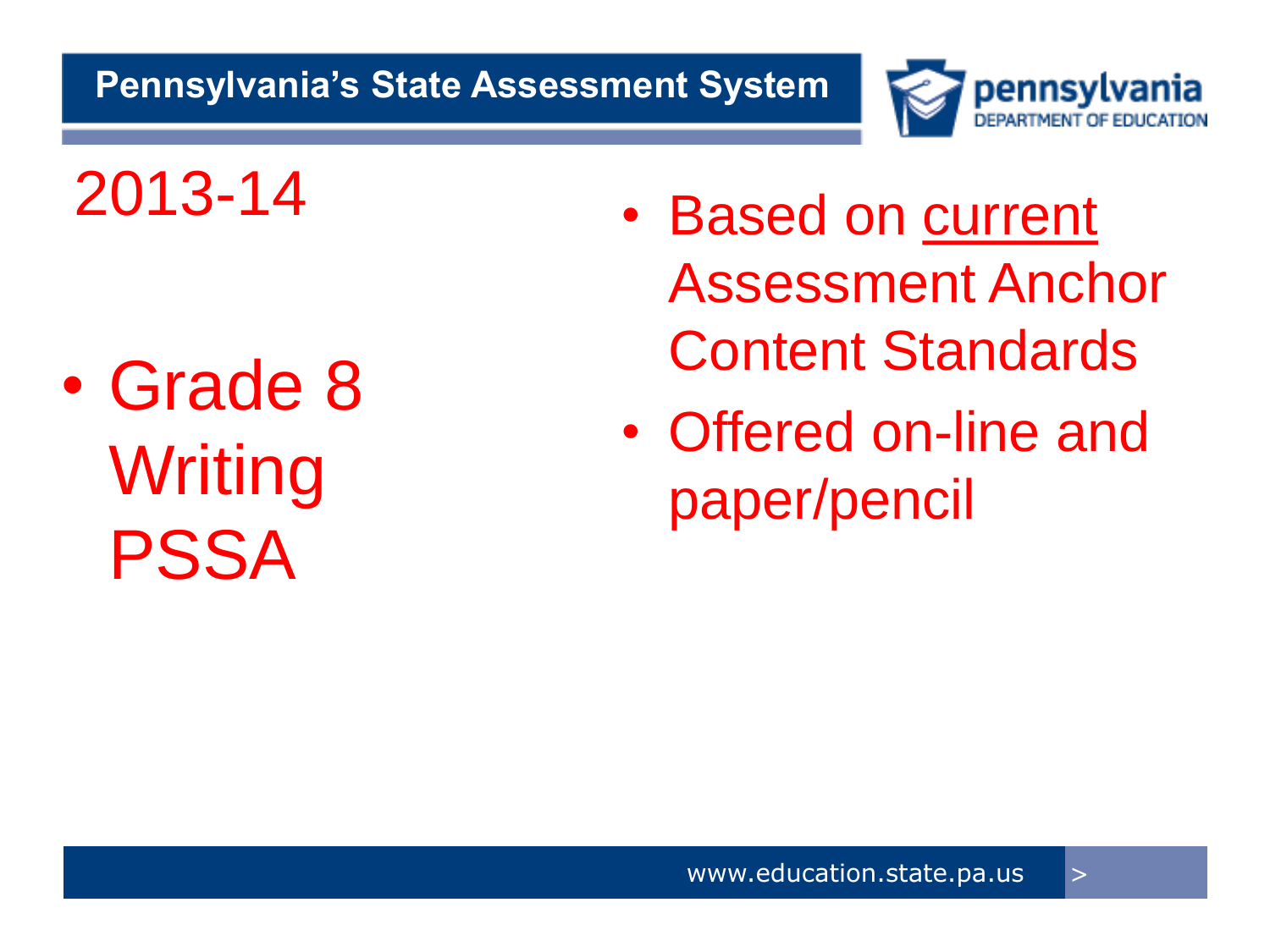# 2013-14

- Grade 8 Writing PSSA

- Based on current Assessment Anchor Content Standards
- Offered on-line and paper/pencil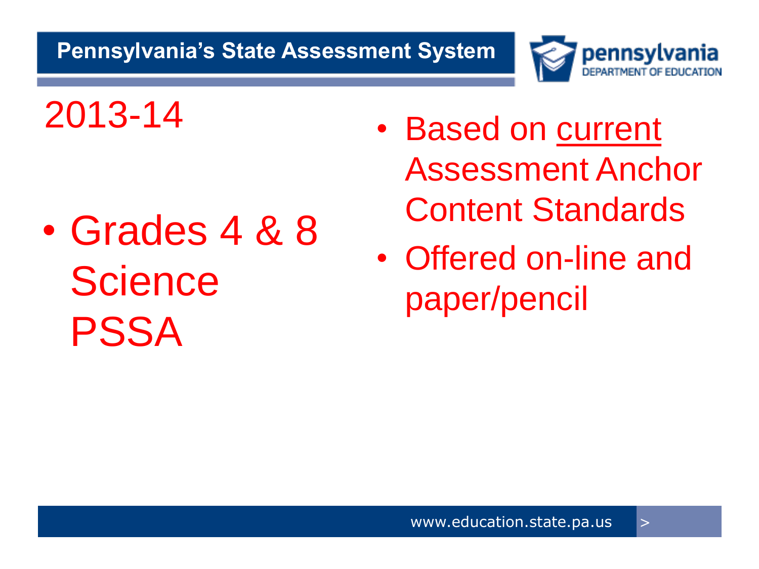## Pennsylvania's State Assessment System

# 2013-14

- Grades 4 & 8 Science PSSA

- Based on <u>current</u> Assessment Anchor Content Standards
- Offered on-line and paper/pencil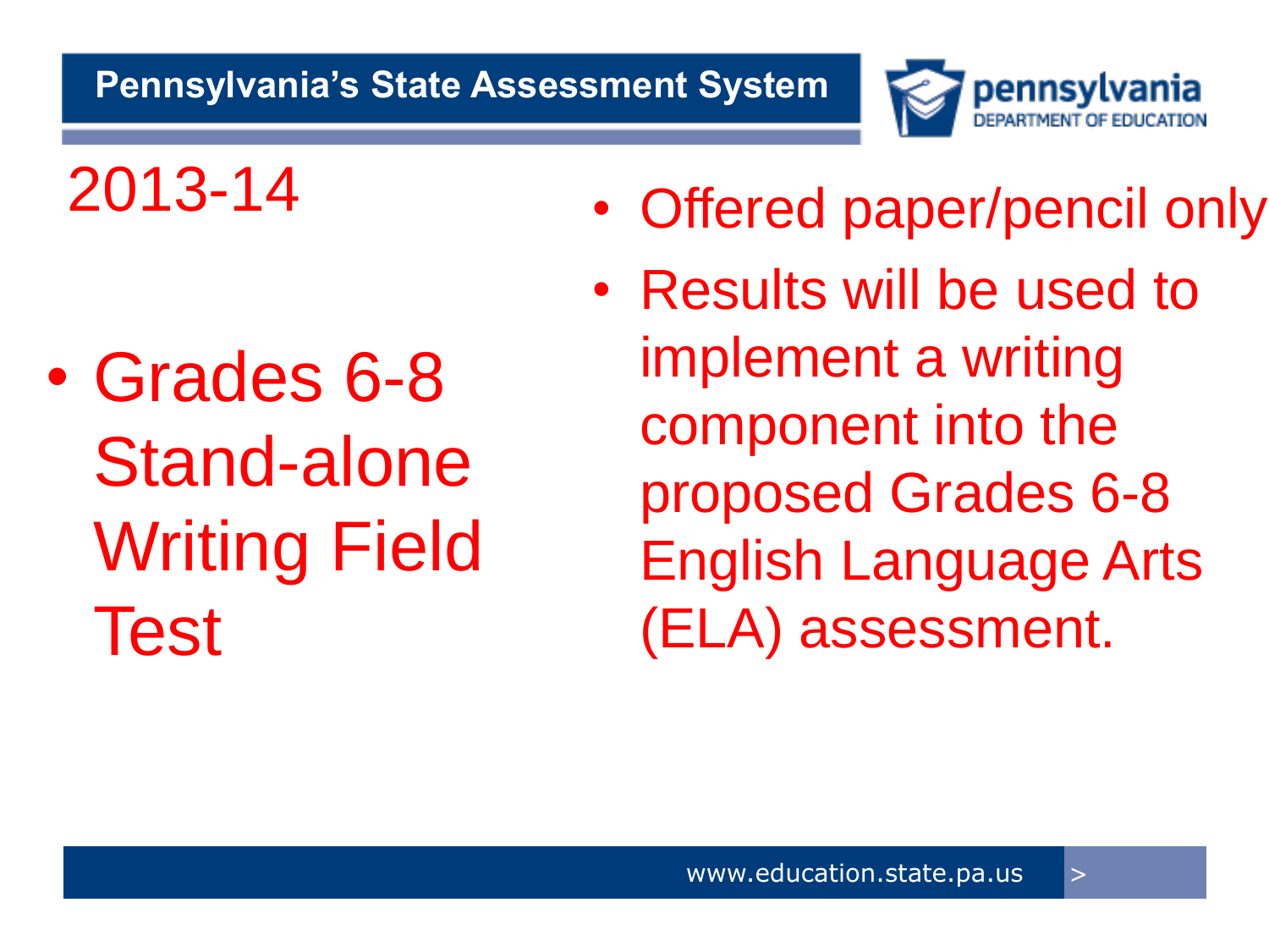## 2013-14

- Grades 6-8 Stand-alone Writing Field Test

- Offered paper/pencil only
- Results will be used to implement a writing component into the proposed Grades 6-8 English Language Arts (ELA) assessment.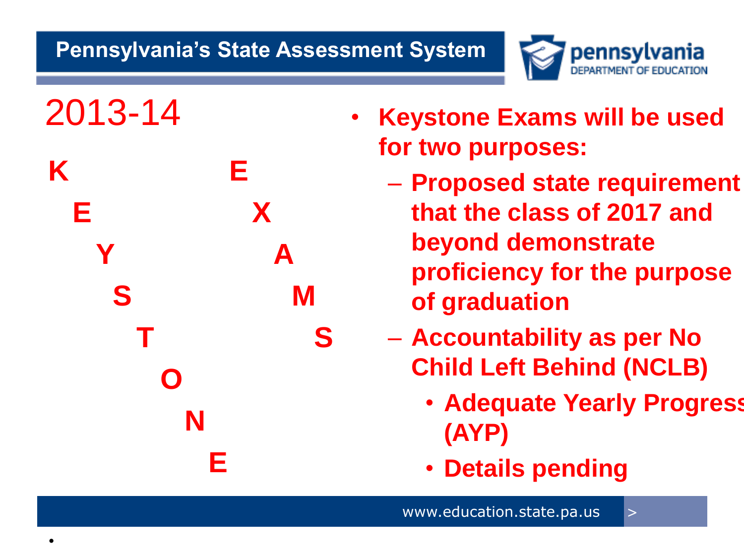# Pennsylvania's State Assessment System

## 2013-14

**KEYSTONE EXAMS**

- **Keystone Exams will be used for two purposes:**
  - **Proposed state requirement that the class of 2017 and beyond demonstrate proficiency for the purpose of graduation**
  - **Accountability as per No Child Left Behind (NCLB)**
    - **Adequate Yearly Progress (AYP)**
    - **Details pending**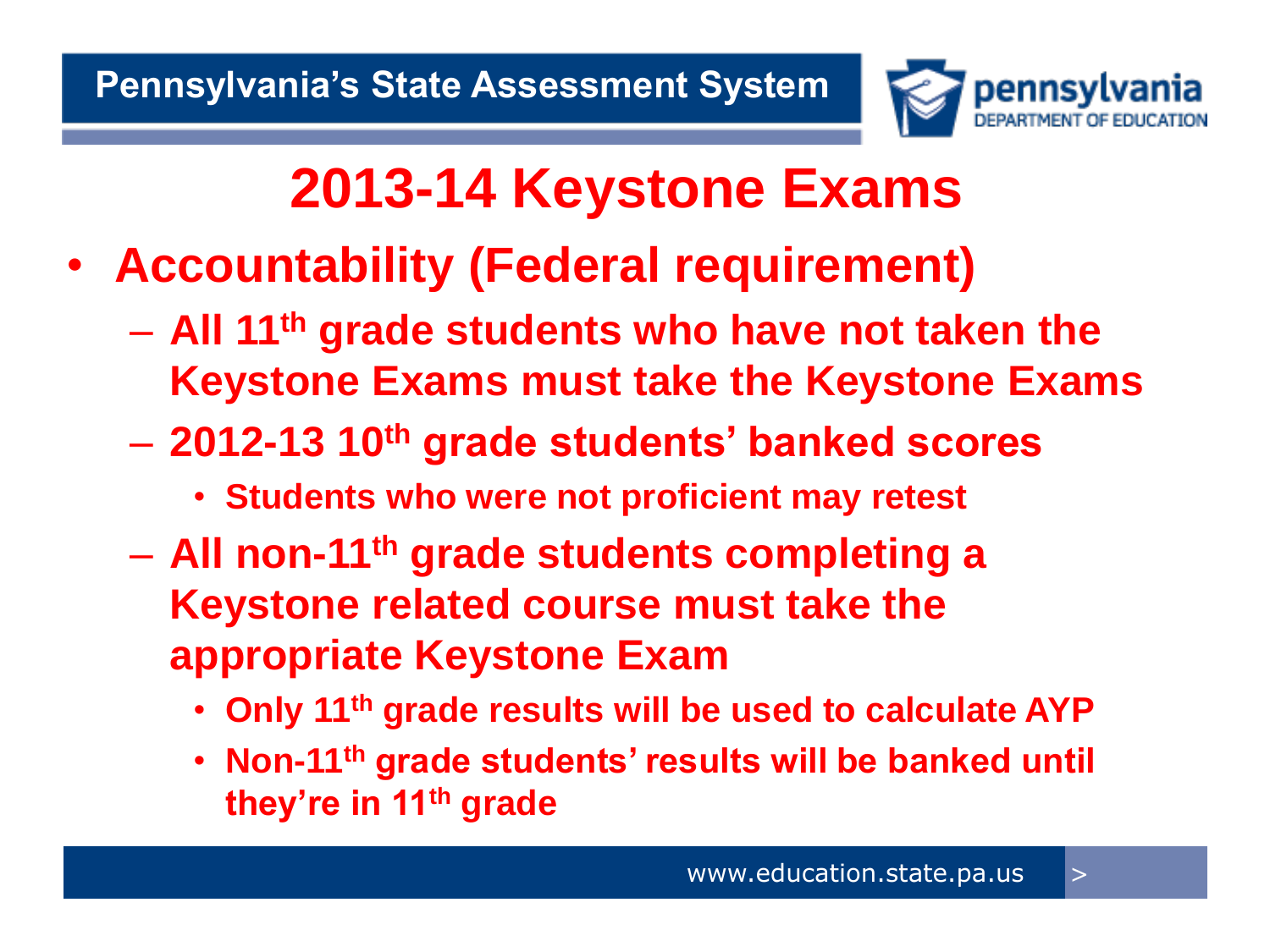# 2013-14 Keystone Exams

- **Accountability (Federal requirement)**
  - **All 11th grade students who have not taken the Keystone Exams must take the Keystone Exams**
  - **2012-13 10th grade students' banked scores**
    - **Students who were not proficient may retest**
  - **All non-11th grade students completing a Keystone related course must take the appropriate Keystone Exam**
    - **Only 11th grade results will be used to calculate AYP**
    - **Non-11th grade students' results will be banked until they're in 11th grade**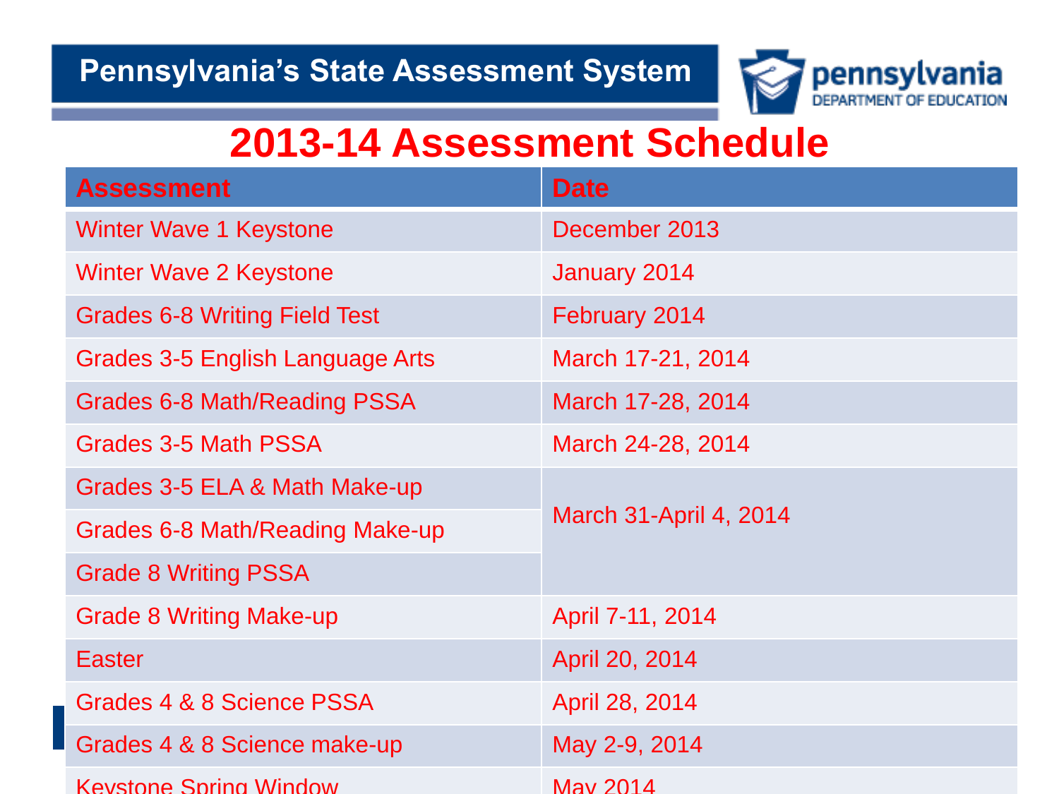Pennsylvania's State Assessment System

pennsylvania DEPARTMENT OF EDUCATION

# 2013-14 Assessment Schedule

| Assessment | Date |
| --- | --- |
| Winter Wave 1 Keystone | December 2013 |
| Winter Wave 2 Keystone | January 2014 |
| Grades 6-8 Writing Field Test | February 2014 |
| Grades 3-5 English Language Arts | March 17-21, 2014 |
| Grades 6-8 Math/Reading PSSA | March 17-28, 2014 |
| Grades 3-5 Math PSSA | March 24-28, 2014 |
| Grades 3-5 ELA & Math Make-up | March 31-April 4, 2014 |
| Grades 6-8 Math/Reading Make-up | |
| Grade 8 Writing PSSA | |
| Grade 8 Writing Make-up | April 7-11, 2014 |
| Easter | April 20, 2014 |
| Grades 4 & 8 Science PSSA | April 28, 2014 |
| Grades 4 & 8 Science make-up | May 2-9, 2014 |
| Keystone Spring Window | May 2014 |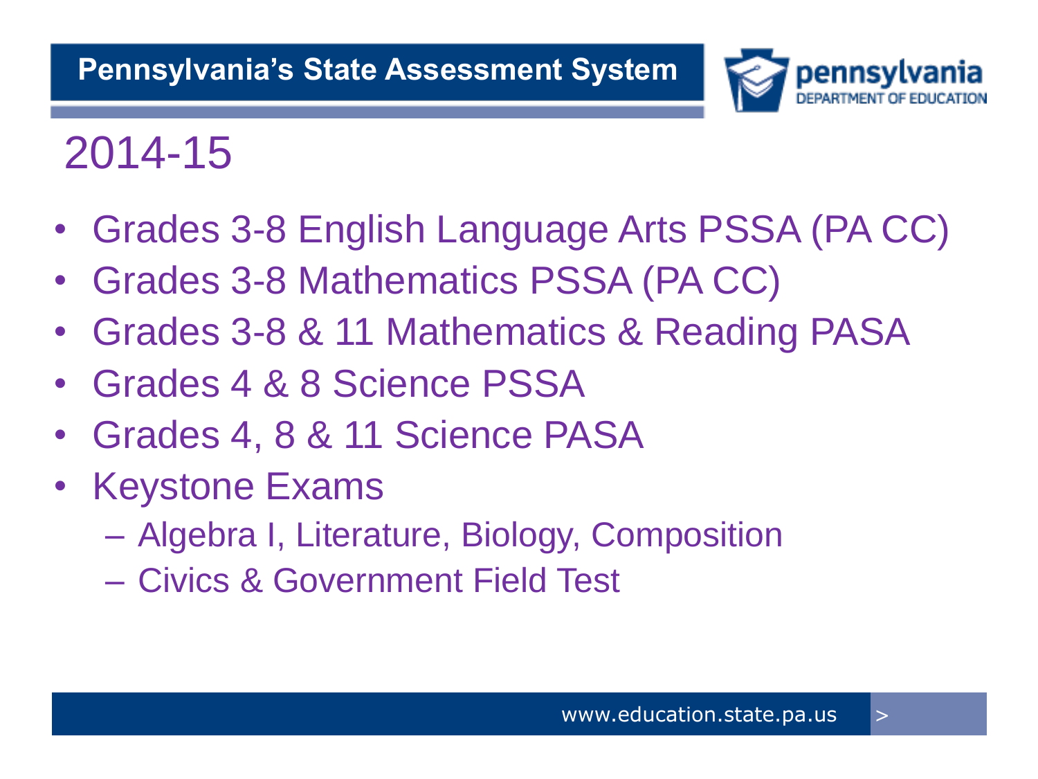# 2014-15

- Grades 3-8 English Language Arts PSSA (PA CC)
- Grades 3-8 Mathematics PSSA (PA CC)
- Grades 3-8 & 11 Mathematics & Reading PASA
- Grades 4 & 8 Science PSSA
- Grades 4, 8 & 11 Science PASA
- Keystone Exams
  - Algebra I, Literature, Biology, Composition
  - Civics & Government Field Test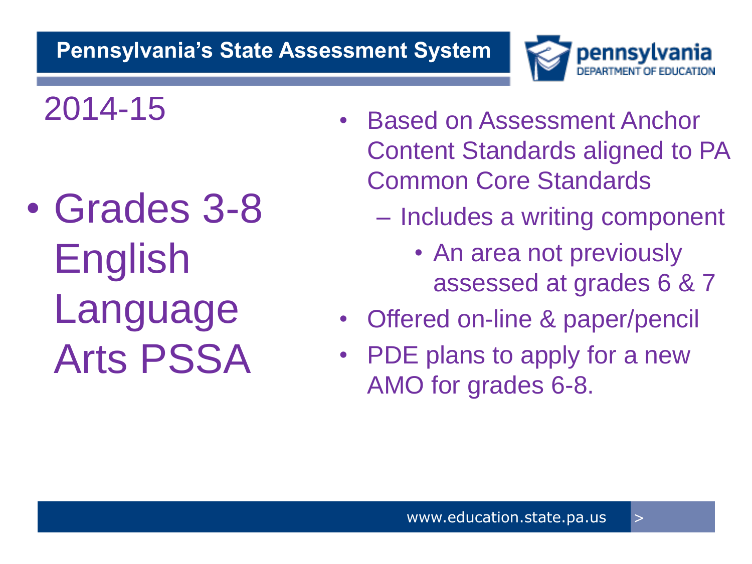## Pennsylvania's State Assessment System

2014-15

- Grades 3-8 English Language Arts PSSA

- Based on Assessment Anchor Content Standards aligned to PA Common Core Standards
  - Includes a writing component
    - An area not previously assessed at grades 6 & 7
- Offered on-line & paper/pencil
- PDE plans to apply for a new AMO for grades 6-8.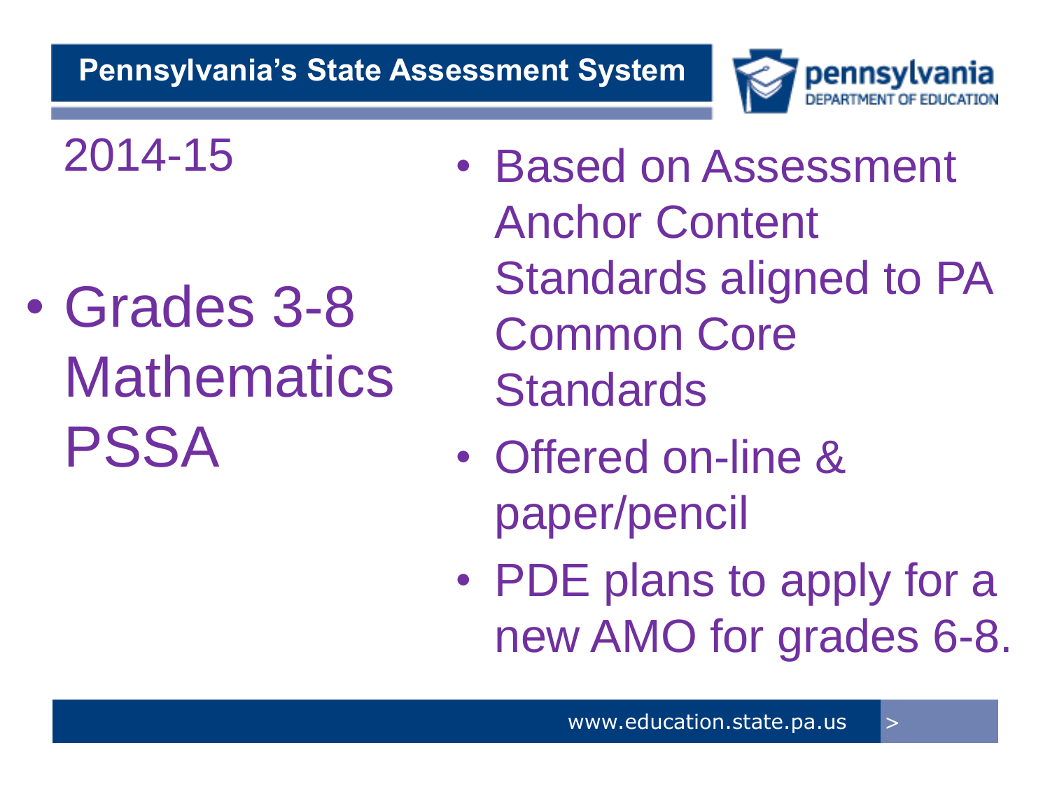## Pennsylvania's State Assessment System

2014-15

- Grades 3-8 Mathematics PSSA

- Based on Assessment Anchor Content Standards aligned to PA Common Core Standards
- Offered on-line & paper/pencil
- PDE plans to apply for a new AMO for grades 6-8.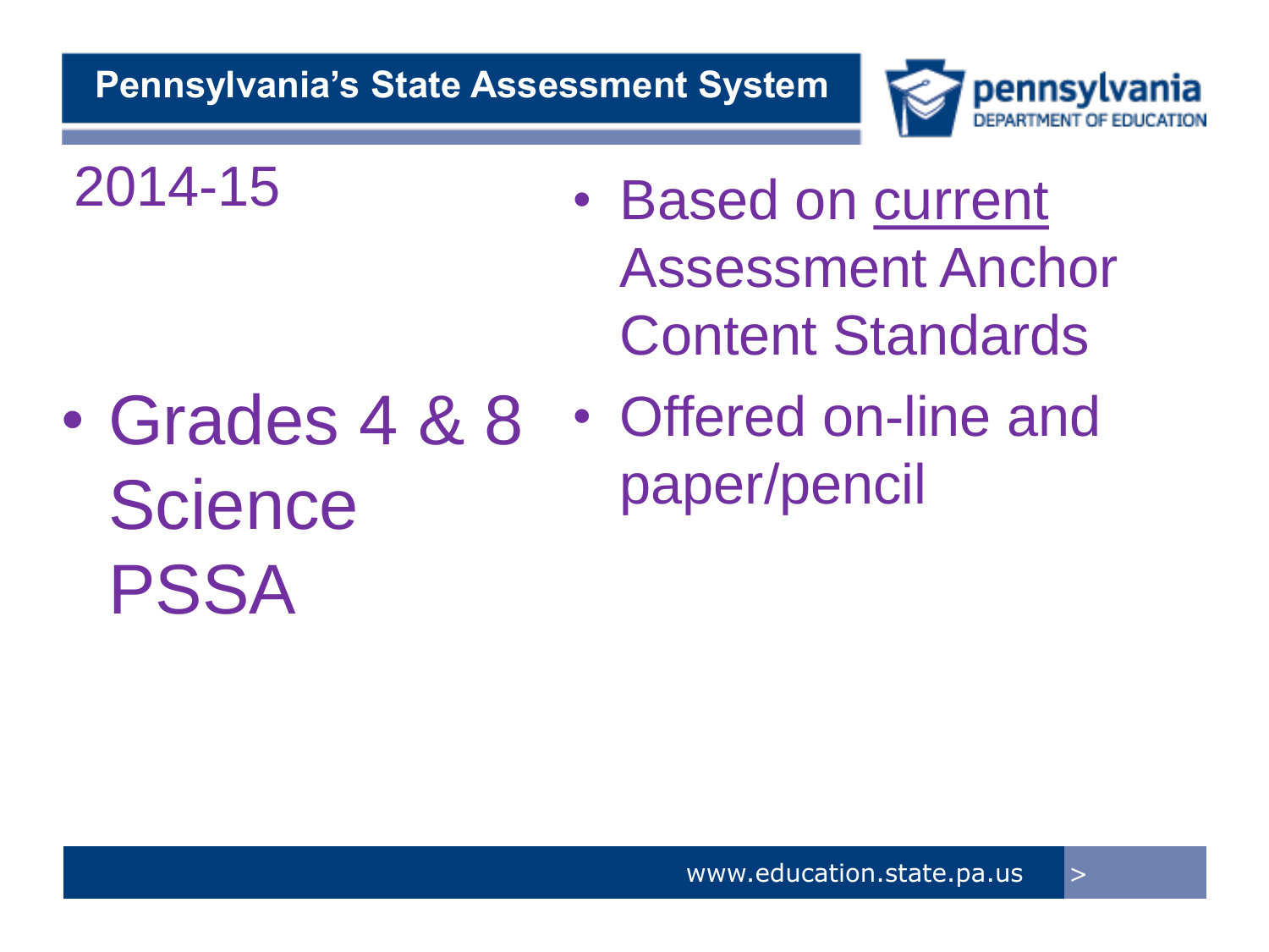## 2014-15

- Grades 4 & 8 Science PSSA

- Based on current Assessment Anchor Content Standards
- Offered on-line and paper/pencil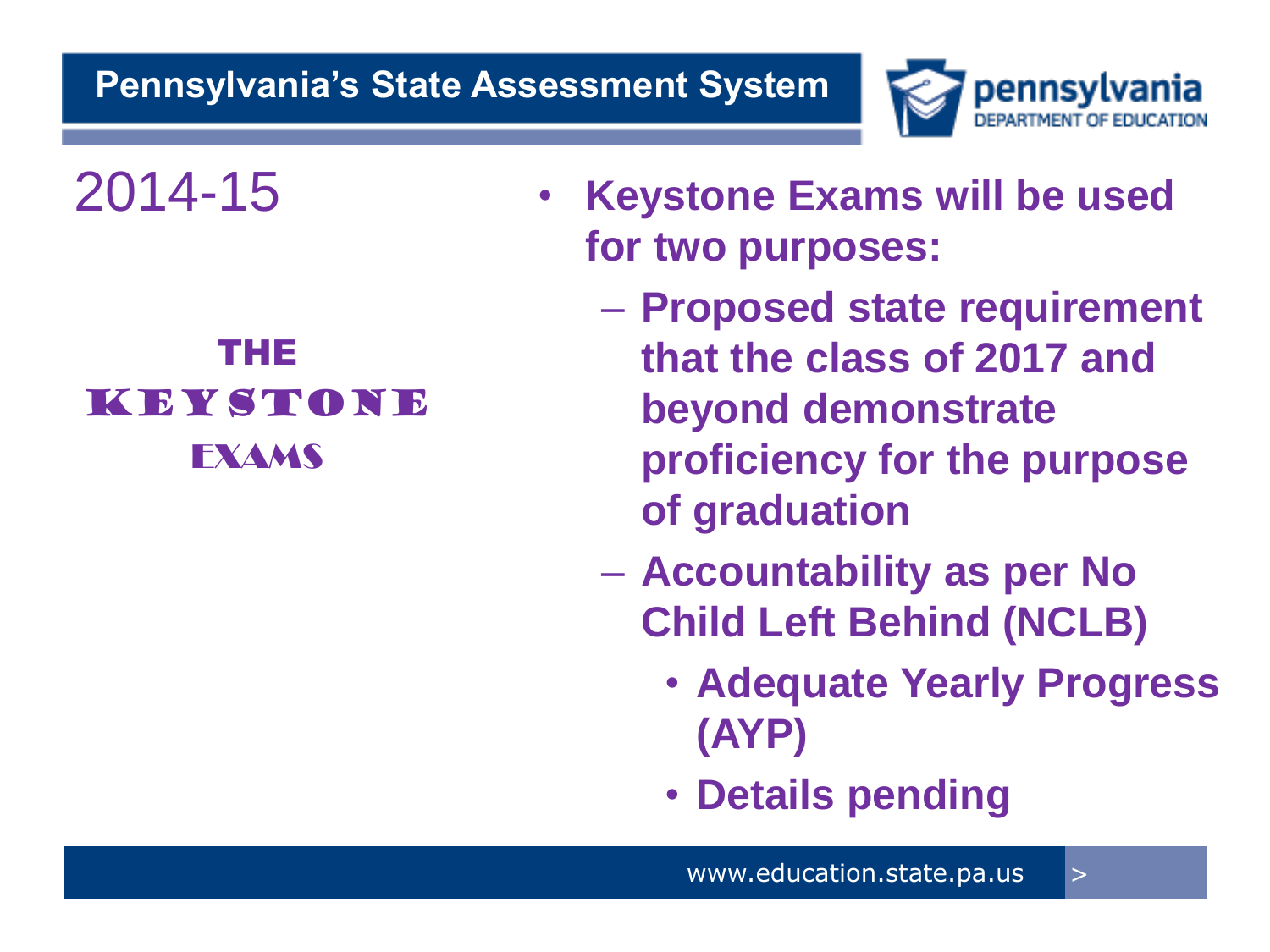## Pennsylvania's State Assessment System

2014-15

**THE KEYSTONE EXAMS**

- **Keystone Exams will be used for two purposes:**
  - **Proposed state requirement that the class of 2017 and beyond demonstrate proficiency for the purpose of graduation**
  - **Accountability as per No Child Left Behind (NCLB)**
    - **Adequate Yearly Progress (AYP)**
    - **Details pending**

www.education.state.pa.us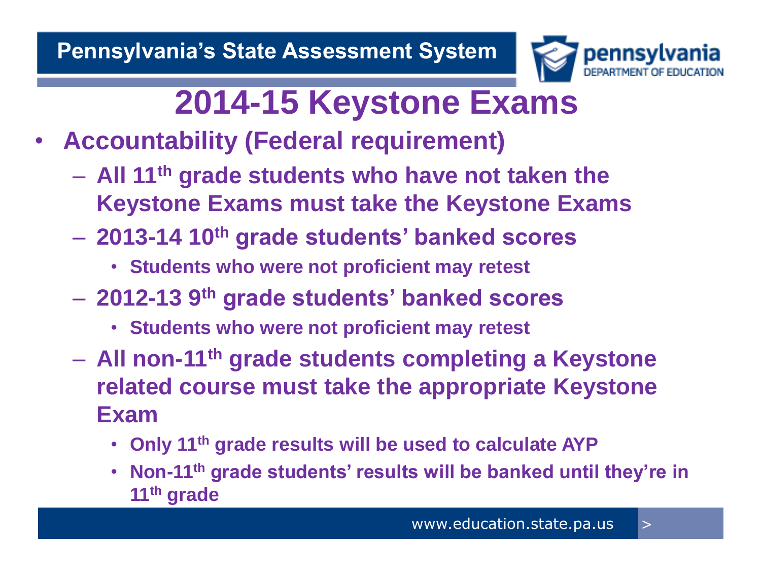# 2014-15 Keystone Exams

- **Accountability (Federal requirement)**
  - **All 11th grade students who have not taken the Keystone Exams must take the Keystone Exams**
  - **2013-14 10th grade students' banked scores**
    - **Students who were not proficient may retest**
  - **2012-13 9th grade students' banked scores**
    - **Students who were not proficient may retest**
  - **All non-11th grade students completing a Keystone related course must take the appropriate Keystone Exam**
    - **Only 11th grade results will be used to calculate AYP**
    - **Non-11th grade students' results will be banked until they're in 11th grade**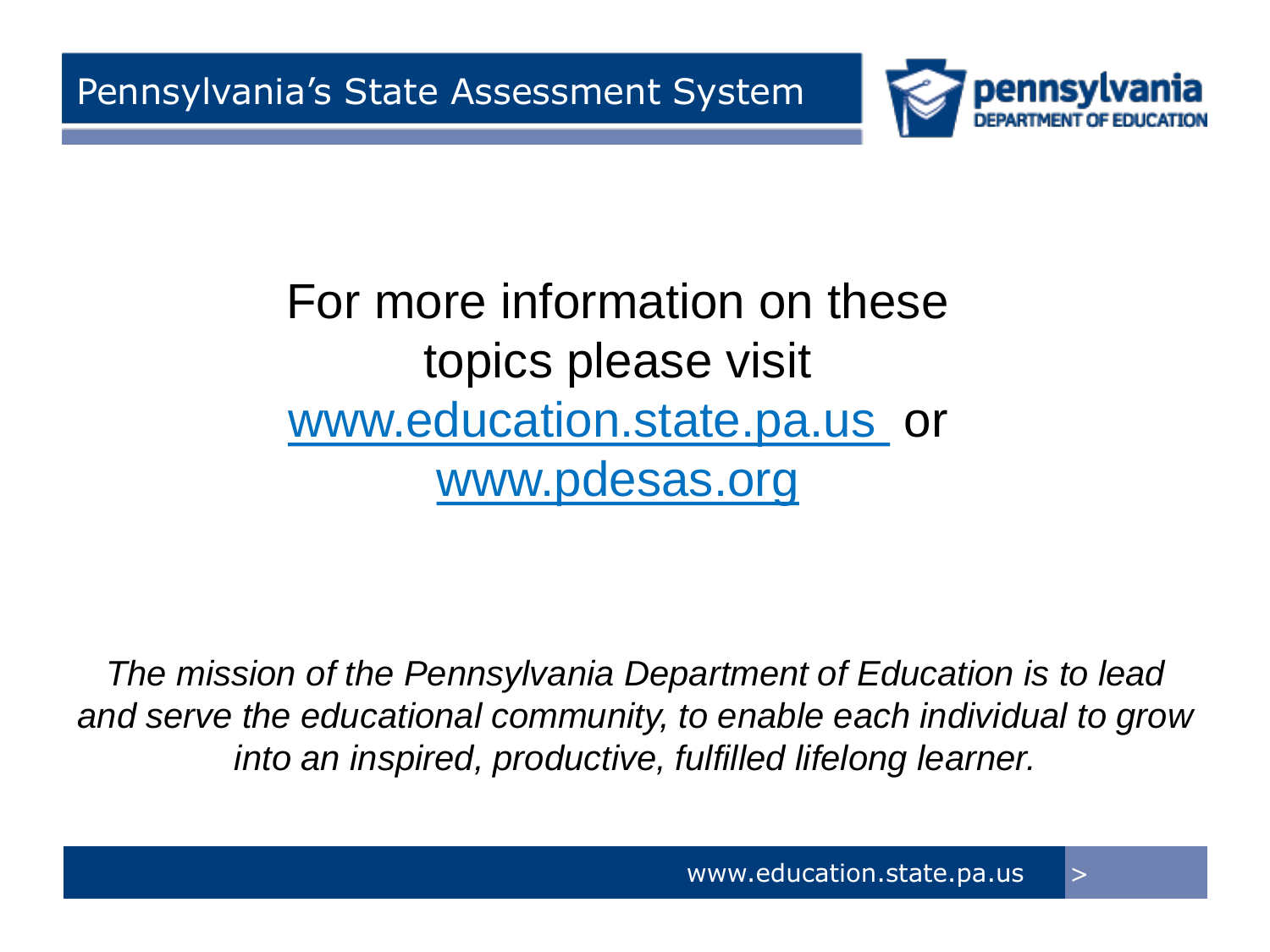For more information on these topics please visit www.education.state.pa.us or www.pdesas.org

*The mission of the Pennsylvania Department of Education is to lead and serve the educational community, to enable each individual to grow into an inspired, productive, fulfilled lifelong learner.*